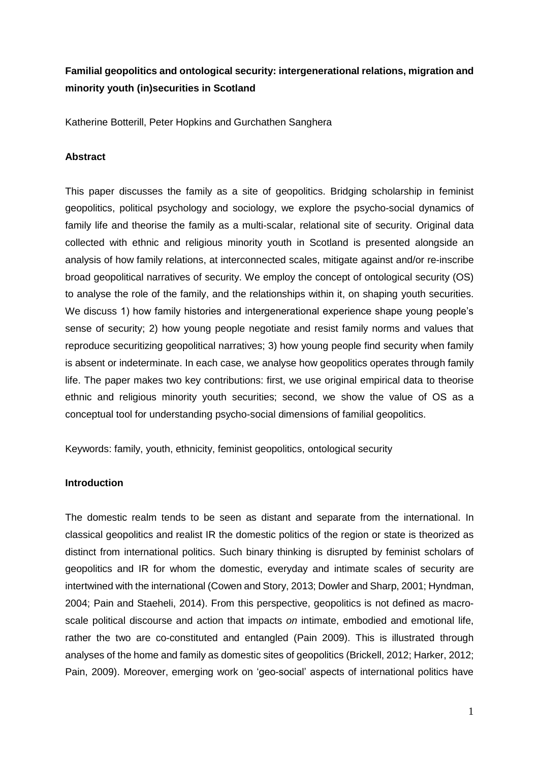**Familial geopolitics and ontological security: intergenerational relations, migration and minority youth (in)securities in Scotland**

Katherine Botterill, Peter Hopkins and Gurchathen Sanghera

**Abstract**

This paper discusses the family as a site of geopolitics. Bridging scholarship in feminist geopolitics, political psychology and sociology, we explore the psycho-social dynamics of family life and theorise the family as a multi-scalar, relational site of security. Original data collected with ethnic and religious minority youth in Scotland is presented alongside an analysis of how family relations, at interconnected scales, mitigate against and/or re-inscribe broad geopolitical narratives of security. We employ the concept of ontological security (OS) to analyse the role of the family, and the relationships within it, on shaping youth securities. We discuss 1) how family histories and intergenerational experience shape young people's sense of security; 2) how young people negotiate and resist family norms and values that reproduce securitizing geopolitical narratives; 3) how young people find security when family is absent or indeterminate. In each case, we analyse how geopolitics operates through family life. The paper makes two key contributions: first, we use original empirical data to theorise ethnic and religious minority youth securities; second, we show the value of OS as a conceptual tool for understanding psycho-social dimensions of familial geopolitics.

Keywords: family, youth, ethnicity, feminist geopolitics, ontological security

**Introduction**

The domestic realm tends to be seen as distant and separate from the international. In classical geopolitics and realist IR the domestic politics of the region or state is theorized as distinct from international politics. Such binary thinking is disrupted by feminist scholars of geopolitics and IR for whom the domestic, everyday and intimate scales of security are intertwined with the international (Cowen and Story, 2013; Dowler and Sharp, 2001; Hyndman, 2004; Pain and Staeheli, 2014). From this perspective, geopolitics is not defined as macro-scale political discourse and action that impacts *on* intimate, embodied and emotional life, rather the two are co-constituted and entangled (Pain 2009). This is illustrated through analyses of the home and family as domestic sites of geopolitics (Brickell, 2012; Harker, 2012; Pain, 2009). Moreover, emerging work on 'geo-social' aspects of international politics have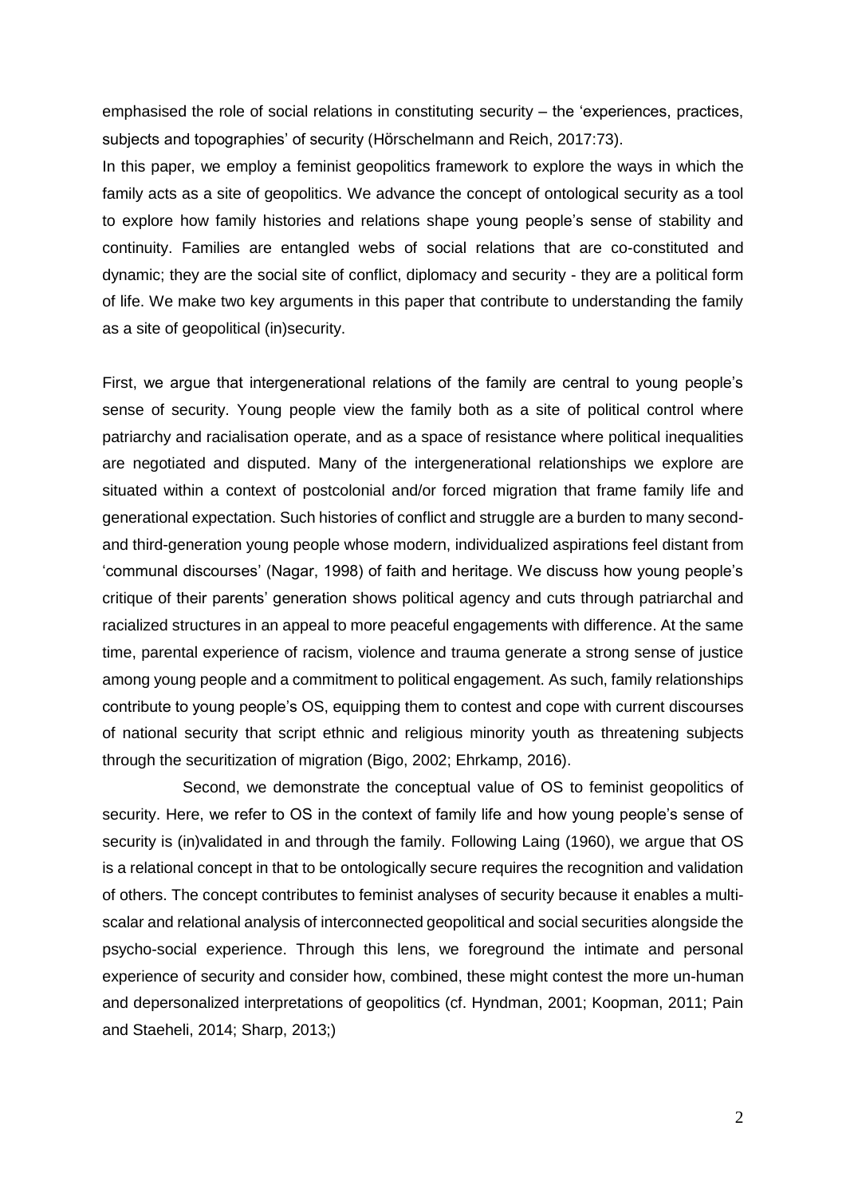emphasised the role of social relations in constituting security – the 'experiences, practices, subjects and topographies' of security (Hőrschelmann and Reich, 2017:73).

In this paper, we employ a feminist geopolitics framework to explore the ways in which the family acts as a site of geopolitics. We advance the concept of ontological security as a tool to explore how family histories and relations shape young people's sense of stability and continuity. Families are entangled webs of social relations that are co-constituted and dynamic; they are the social site of conflict, diplomacy and security - they are a political form of life. We make two key arguments in this paper that contribute to understanding the family as a site of geopolitical (in)security.

First, we argue that intergenerational relations of the family are central to young people's sense of security. Young people view the family both as a site of political control where patriarchy and racialisation operate, and as a space of resistance where political inequalities are negotiated and disputed. Many of the intergenerational relationships we explore are situated within a context of postcolonial and/or forced migration that frame family life and generational expectation. Such histories of conflict and struggle are a burden to many second- and third-generation young people whose modern, individualized aspirations feel distant from 'communal discourses' (Nagar, 1998) of faith and heritage. We discuss how young people's critique of their parents' generation shows political agency and cuts through patriarchal and racialized structures in an appeal to more peaceful engagements with difference. At the same time, parental experience of racism, violence and trauma generate a strong sense of justice among young people and a commitment to political engagement. As such, family relationships contribute to young people's OS, equipping them to contest and cope with current discourses of national security that script ethnic and religious minority youth as threatening subjects through the securitization of migration (Bigo, 2002; Ehrkamp, 2016).

Second, we demonstrate the conceptual value of OS to feminist geopolitics of security. Here, we refer to OS in the context of family life and how young people's sense of security is (in)validated in and through the family. Following Laing (1960), we argue that OS is a relational concept in that to be ontologically secure requires the recognition and validation of others. The concept contributes to feminist analyses of security because it enables a multi-scalar and relational analysis of interconnected geopolitical and social securities alongside the psycho-social experience. Through this lens, we foreground the intimate and personal experience of security and consider how, combined, these might contest the more un-human and depersonalized interpretations of geopolitics (cf. Hyndman, 2001; Koopman, 2011; Pain and Staeheli, 2014; Sharp, 2013;)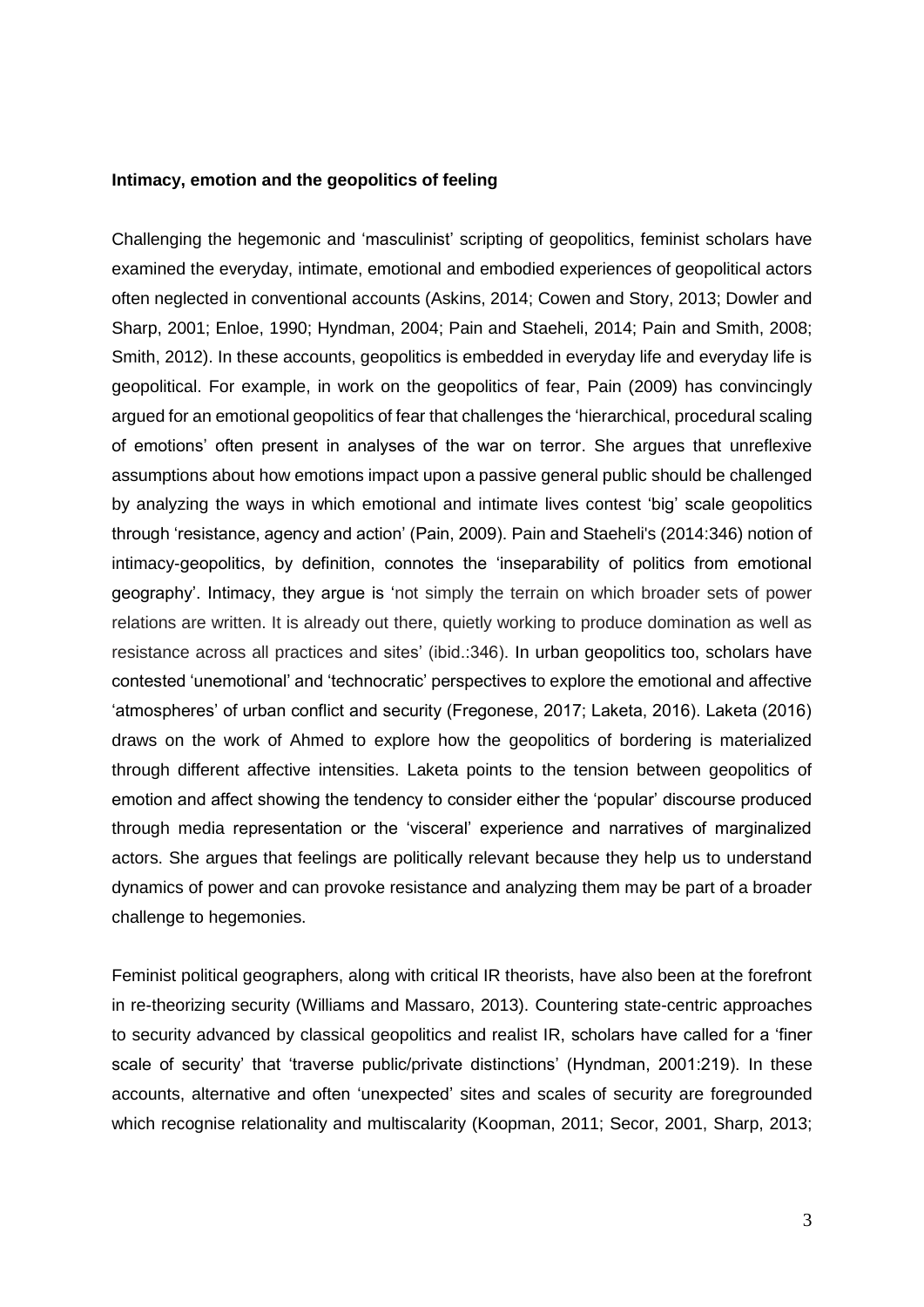**Intimacy, emotion and the geopolitics of feeling**

Challenging the hegemonic and 'masculinist' scripting of geopolitics, feminist scholars have examined the everyday, intimate, emotional and embodied experiences of geopolitical actors often neglected in conventional accounts (Askins, 2014; Cowen and Story, 2013; Dowler and Sharp, 2001; Enloe, 1990; Hyndman, 2004; Pain and Staeheli, 2014; Pain and Smith, 2008; Smith, 2012). In these accounts, geopolitics is embedded in everyday life and everyday life is geopolitical. For example, in work on the geopolitics of fear, Pain (2009) has convincingly argued for an emotional geopolitics of fear that challenges the 'hierarchical, procedural scaling of emotions' often present in analyses of the war on terror. She argues that unreflexive assumptions about how emotions impact upon a passive general public should be challenged by analyzing the ways in which emotional and intimate lives contest 'big' scale geopolitics through 'resistance, agency and action' (Pain, 2009). Pain and Staeheli's (2014:346) notion of intimacy-geopolitics, by definition, connotes the 'inseparability of politics from emotional geography'. Intimacy, they argue is 'not simply the terrain on which broader sets of power relations are written. It is already out there, quietly working to produce domination as well as resistance across all practices and sites' (ibid.:346). In urban geopolitics too, scholars have contested 'unemotional' and 'technocratic' perspectives to explore the emotional and affective 'atmospheres' of urban conflict and security (Fregonese, 2017; Laketa, 2016). Laketa (2016) draws on the work of Ahmed to explore how the geopolitics of bordering is materialized through different affective intensities. Laketa points to the tension between geopolitics of emotion and affect showing the tendency to consider either the 'popular' discourse produced through media representation or the 'visceral' experience and narratives of marginalized actors. She argues that feelings are politically relevant because they help us to understand dynamics of power and can provoke resistance and analyzing them may be part of a broader challenge to hegemonies.

Feminist political geographers, along with critical IR theorists, have also been at the forefront in re-theorizing security (Williams and Massaro, 2013). Countering state-centric approaches to security advanced by classical geopolitics and realist IR, scholars have called for a 'finer scale of security' that 'traverse public/private distinctions' (Hyndman, 2001:219). In these accounts, alternative and often 'unexpected' sites and scales of security are foregrounded which recognise relationality and multiscalarity (Koopman, 2011; Secor, 2001, Sharp, 2013;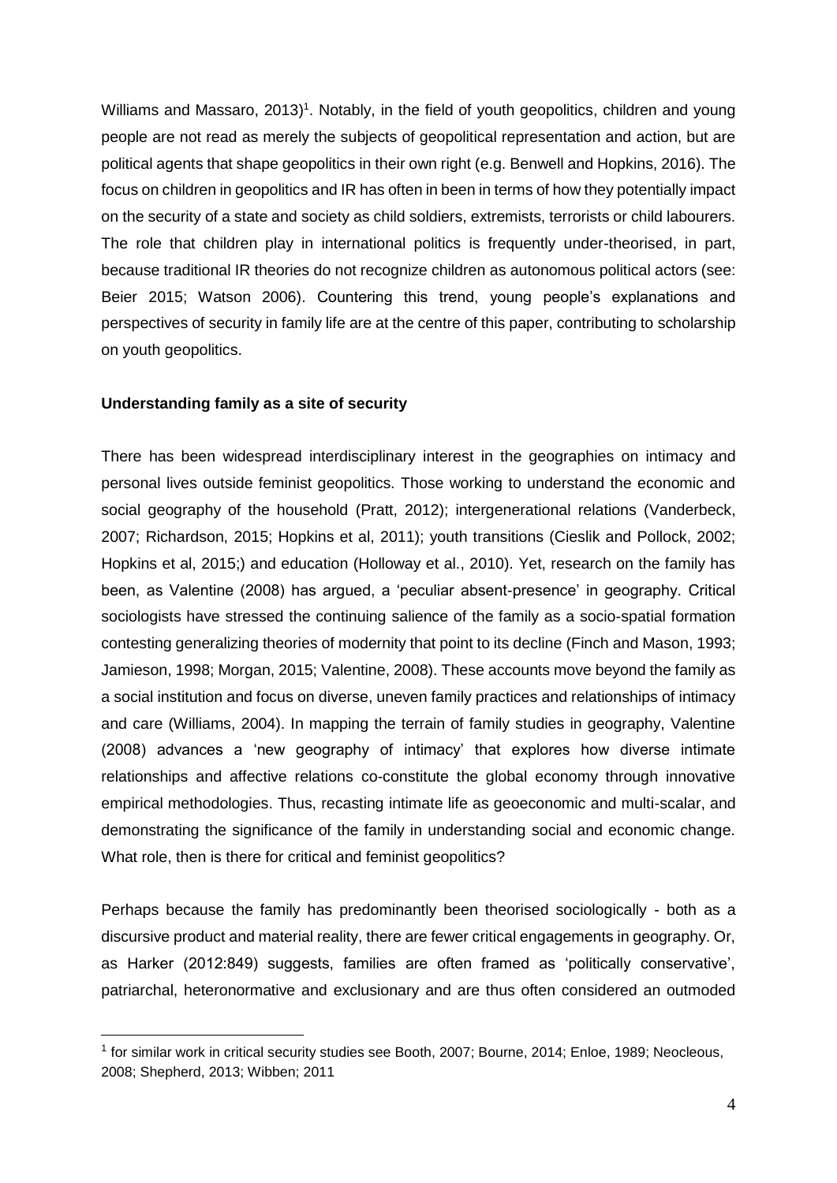Williams and Massaro, 2013)[1]. Notably, in the field of youth geopolitics, children and young people are not read as merely the subjects of geopolitical representation and action, but are political agents that shape geopolitics in their own right (e.g. Benwell and Hopkins, 2016). The focus on children in geopolitics and IR has often in been in terms of how they potentially impact on the security of a state and society as child soldiers, extremists, terrorists or child labourers. The role that children play in international politics is frequently under-theorised, in part, because traditional IR theories do not recognize children as autonomous political actors (see: Beier 2015; Watson 2006). Countering this trend, young people's explanations and perspectives of security in family life are at the centre of this paper, contributing to scholarship on youth geopolitics.

**Understanding family as a site of security**

There has been widespread interdisciplinary interest in the geographies on intimacy and personal lives outside feminist geopolitics. Those working to understand the economic and social geography of the household (Pratt, 2012); intergenerational relations (Vanderbeck, 2007; Richardson, 2015; Hopkins et al, 2011); youth transitions (Cieslik and Pollock, 2002; Hopkins et al, 2015;) and education (Holloway et al., 2010). Yet, research on the family has been, as Valentine (2008) has argued, a 'peculiar absent-presence' in geography. Critical sociologists have stressed the continuing salience of the family as a socio-spatial formation contesting generalizing theories of modernity that point to its decline (Finch and Mason, 1993; Jamieson, 1998; Morgan, 2015; Valentine, 2008). These accounts move beyond the family as a social institution and focus on diverse, uneven family practices and relationships of intimacy and care (Williams, 2004). In mapping the terrain of family studies in geography, Valentine (2008) advances a 'new geography of intimacy' that explores how diverse intimate relationships and affective relations co-constitute the global economy through innovative empirical methodologies. Thus, recasting intimate life as geoeconomic and multi-scalar, and demonstrating the significance of the family in understanding social and economic change. What role, then is there for critical and feminist geopolitics?

Perhaps because the family has predominantly been theorised sociologically - both as a discursive product and material reality, there are fewer critical engagements in geography. Or, as Harker (2012:849) suggests, families are often framed as 'politically conservative', patriarchal, heteronormative and exclusionary and are thus often considered an outmoded

---

[1] for similar work in critical security studies see Booth, 2007; Bourne, 2014; Enloe, 1989; Neocleous, 2008; Shepherd, 2013; Wibben; 2011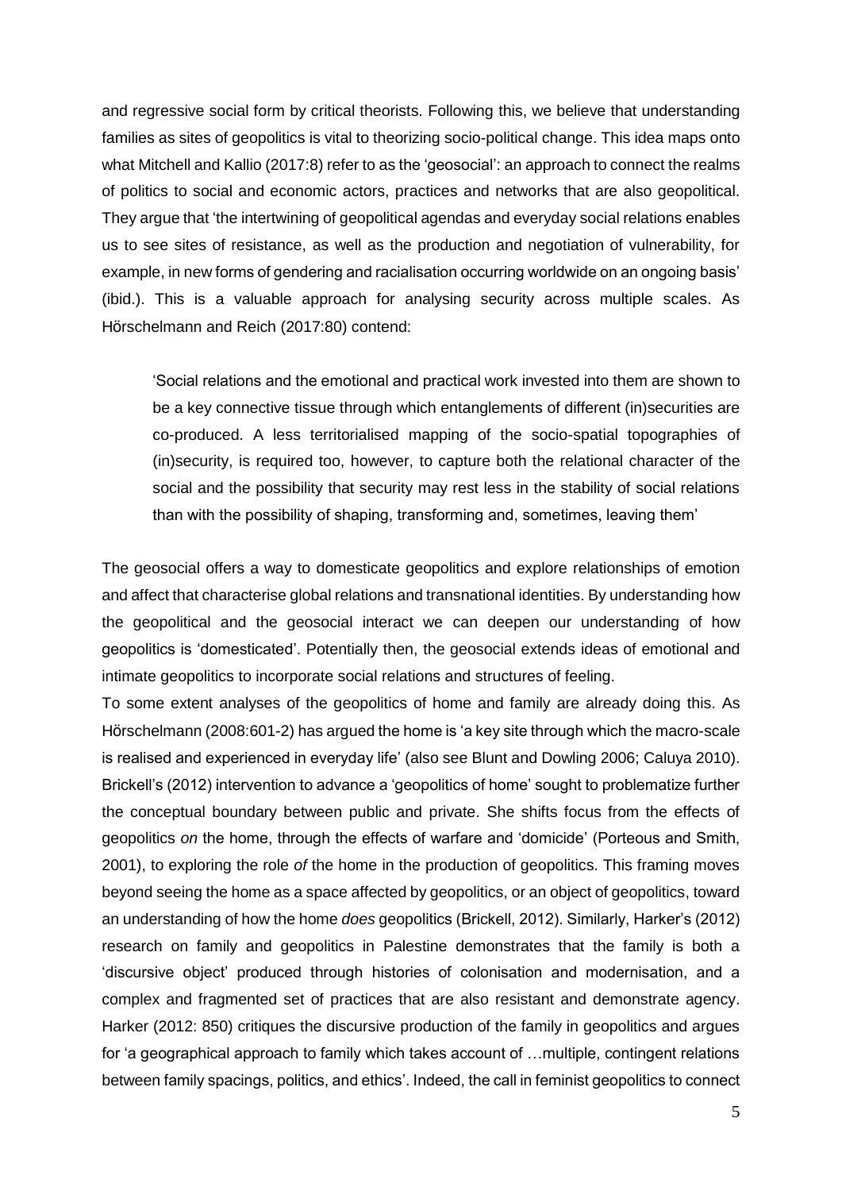and regressive social form by critical theorists. Following this, we believe that understanding families as sites of geopolitics is vital to theorizing socio-political change. This idea maps onto what Mitchell and Kallio (2017:8) refer to as the 'geosocial': an approach to connect the realms of politics to social and economic actors, practices and networks that are also geopolitical. They argue that 'the intertwining of geopolitical agendas and everyday social relations enables us to see sites of resistance, as well as the production and negotiation of vulnerability, for example, in new forms of gendering and racialisation occurring worldwide on an ongoing basis' (ibid.). This is a valuable approach for analysing security across multiple scales. As Hörschelmann and Reich (2017:80) contend:

> 'Social relations and the emotional and practical work invested into them are shown to be a key connective tissue through which entanglements of different (in)securities are co-produced. A less territorialised mapping of the socio-spatial topographies of (in)security, is required too, however, to capture both the relational character of the social and the possibility that security may rest less in the stability of social relations than with the possibility of shaping, transforming and, sometimes, leaving them'

The geosocial offers a way to domesticate geopolitics and explore relationships of emotion and affect that characterise global relations and transnational identities. By understanding how the geopolitical and the geosocial interact we can deepen our understanding of how geopolitics is 'domesticated'. Potentially then, the geosocial extends ideas of emotional and intimate geopolitics to incorporate social relations and structures of feeling.

To some extent analyses of the geopolitics of home and family are already doing this. As Hörschelmann (2008:601-2) has argued the home is 'a key site through which the macro-scale is realised and experienced in everyday life' (also see Blunt and Dowling 2006; Caluya 2010). Brickell's (2012) intervention to advance a 'geopolitics of home' sought to problematize further the conceptual boundary between public and private. She shifts focus from the effects of geopolitics *on* the home, through the effects of warfare and 'domicide' (Porteous and Smith, 2001), to exploring the role *of* the home in the production of geopolitics. This framing moves beyond seeing the home as a space affected by geopolitics, or an object of geopolitics, toward an understanding of how the home *does* geopolitics (Brickell, 2012). Similarly, Harker's (2012) research on family and geopolitics in Palestine demonstrates that the family is both a 'discursive object' produced through histories of colonisation and modernisation, and a complex and fragmented set of practices that are also resistant and demonstrate agency. Harker (2012: 850) critiques the discursive production of the family in geopolitics and argues for 'a geographical approach to family which takes account of …multiple, contingent relations between family spacings, politics, and ethics'. Indeed, the call in feminist geopolitics to connect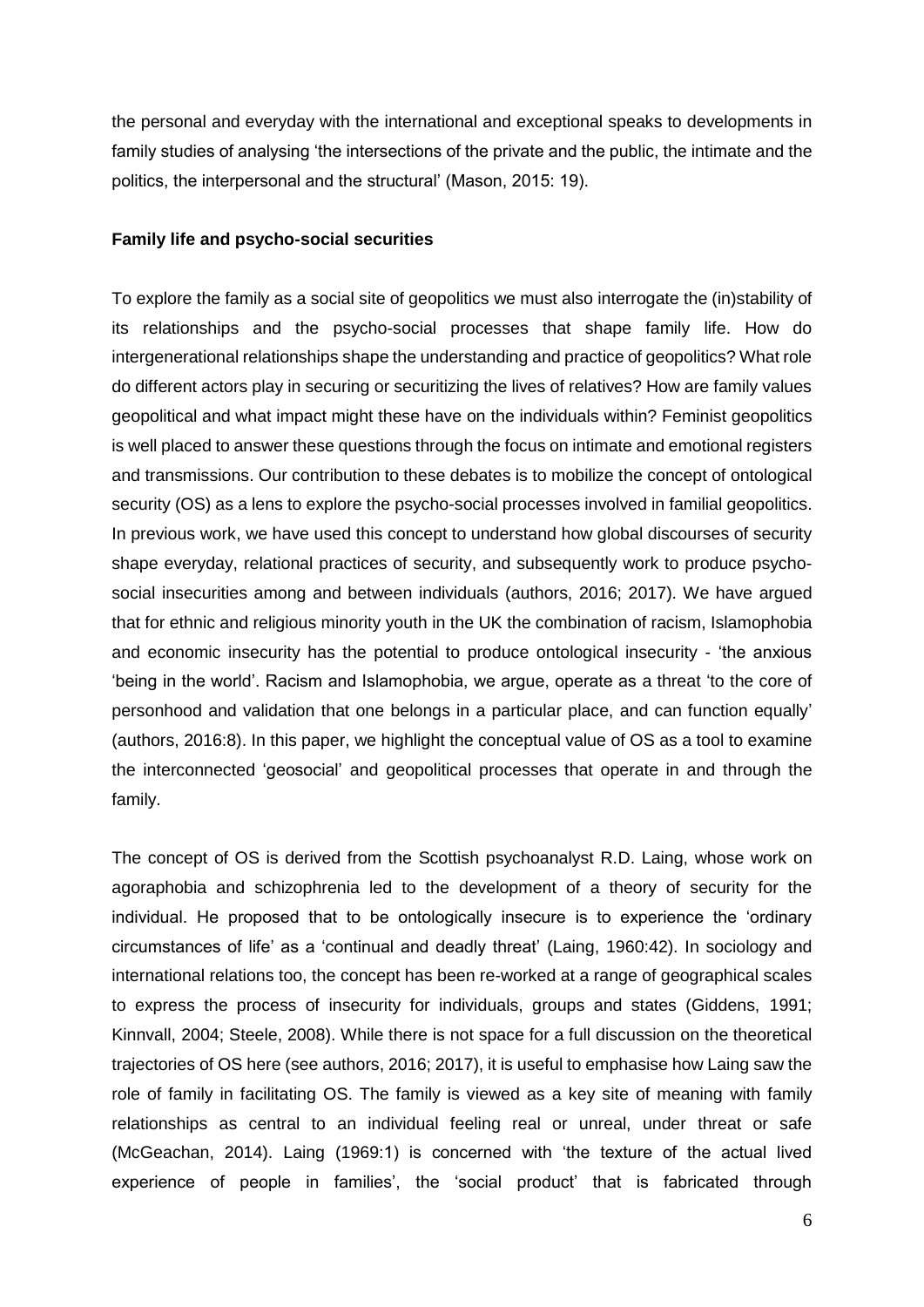the personal and everyday with the international and exceptional speaks to developments in family studies of analysing 'the intersections of the private and the public, the intimate and the politics, the interpersonal and the structural' (Mason, 2015: 19).

**Family life and psycho-social securities**

To explore the family as a social site of geopolitics we must also interrogate the (in)stability of its relationships and the psycho-social processes that shape family life. How do intergenerational relationships shape the understanding and practice of geopolitics? What role do different actors play in securing or securitizing the lives of relatives? How are family values geopolitical and what impact might these have on the individuals within? Feminist geopolitics is well placed to answer these questions through the focus on intimate and emotional registers and transmissions. Our contribution to these debates is to mobilize the concept of ontological security (OS) as a lens to explore the psycho-social processes involved in familial geopolitics. In previous work, we have used this concept to understand how global discourses of security shape everyday, relational practices of security, and subsequently work to produce psycho-social insecurities among and between individuals (authors, 2016; 2017). We have argued that for ethnic and religious minority youth in the UK the combination of racism, Islamophobia and economic insecurity has the potential to produce ontological insecurity - 'the anxious 'being in the world'. Racism and Islamophobia, we argue, operate as a threat 'to the core of personhood and validation that one belongs in a particular place, and can function equally' (authors, 2016:8). In this paper, we highlight the conceptual value of OS as a tool to examine the interconnected 'geosocial' and geopolitical processes that operate in and through the family.

The concept of OS is derived from the Scottish psychoanalyst R.D. Laing, whose work on agoraphobia and schizophrenia led to the development of a theory of security for the individual. He proposed that to be ontologically insecure is to experience the 'ordinary circumstances of life' as a 'continual and deadly threat' (Laing, 1960:42). In sociology and international relations too, the concept has been re-worked at a range of geographical scales to express the process of insecurity for individuals, groups and states (Giddens, 1991; Kinnvall, 2004; Steele, 2008). While there is not space for a full discussion on the theoretical trajectories of OS here (see authors, 2016; 2017), it is useful to emphasise how Laing saw the role of family in facilitating OS. The family is viewed as a key site of meaning with family relationships as central to an individual feeling real or unreal, under threat or safe (McGeachan, 2014). Laing (1969:1) is concerned with 'the texture of the actual lived experience of people in families', the 'social product' that is fabricated through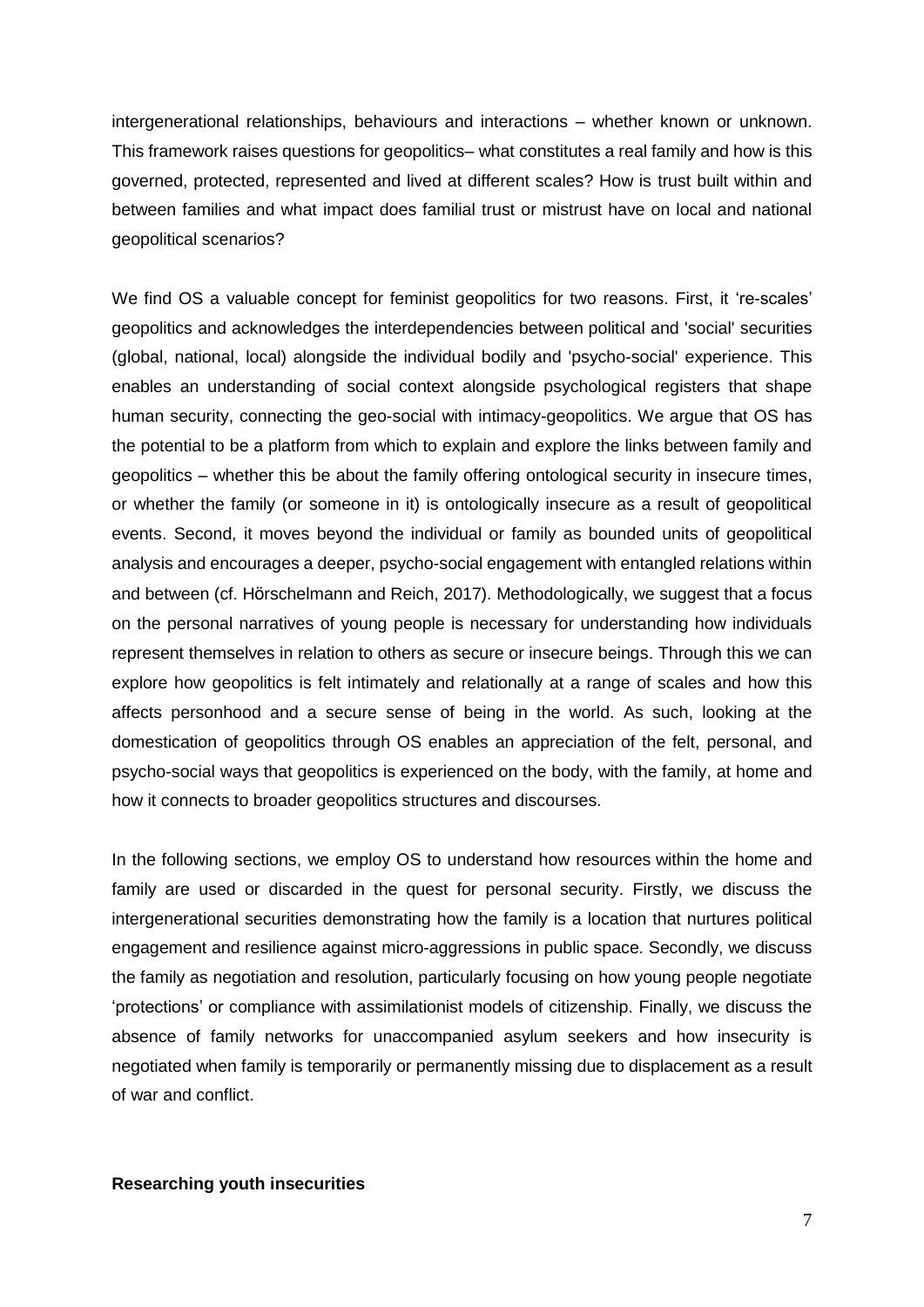intergenerational relationships, behaviours and interactions – whether known or unknown. This framework raises questions for geopolitics– what constitutes a real family and how is this governed, protected, represented and lived at different scales? How is trust built within and between families and what impact does familial trust or mistrust have on local and national geopolitical scenarios?

We find OS a valuable concept for feminist geopolitics for two reasons. First, it 're-scales' geopolitics and acknowledges the interdependencies between political and 'social' securities (global, national, local) alongside the individual bodily and 'psycho-social' experience. This enables an understanding of social context alongside psychological registers that shape human security, connecting the geo-social with intimacy-geopolitics. We argue that OS has the potential to be a platform from which to explain and explore the links between family and geopolitics – whether this be about the family offering ontological security in insecure times, or whether the family (or someone in it) is ontologically insecure as a result of geopolitical events. Second, it moves beyond the individual or family as bounded units of geopolitical analysis and encourages a deeper, psycho-social engagement with entangled relations within and between (cf. Hörschelmann and Reich, 2017). Methodologically, we suggest that a focus on the personal narratives of young people is necessary for understanding how individuals represent themselves in relation to others as secure or insecure beings. Through this we can explore how geopolitics is felt intimately and relationally at a range of scales and how this affects personhood and a secure sense of being in the world. As such, looking at the domestication of geopolitics through OS enables an appreciation of the felt, personal, and psycho-social ways that geopolitics is experienced on the body, with the family, at home and how it connects to broader geopolitics structures and discourses.

In the following sections, we employ OS to understand how resources within the home and family are used or discarded in the quest for personal security. Firstly, we discuss the intergenerational securities demonstrating how the family is a location that nurtures political engagement and resilience against micro-aggressions in public space. Secondly, we discuss the family as negotiation and resolution, particularly focusing on how young people negotiate 'protections' or compliance with assimilationist models of citizenship. Finally, we discuss the absence of family networks for unaccompanied asylum seekers and how insecurity is negotiated when family is temporarily or permanently missing due to displacement as a result of war and conflict.

**Researching youth insecurities**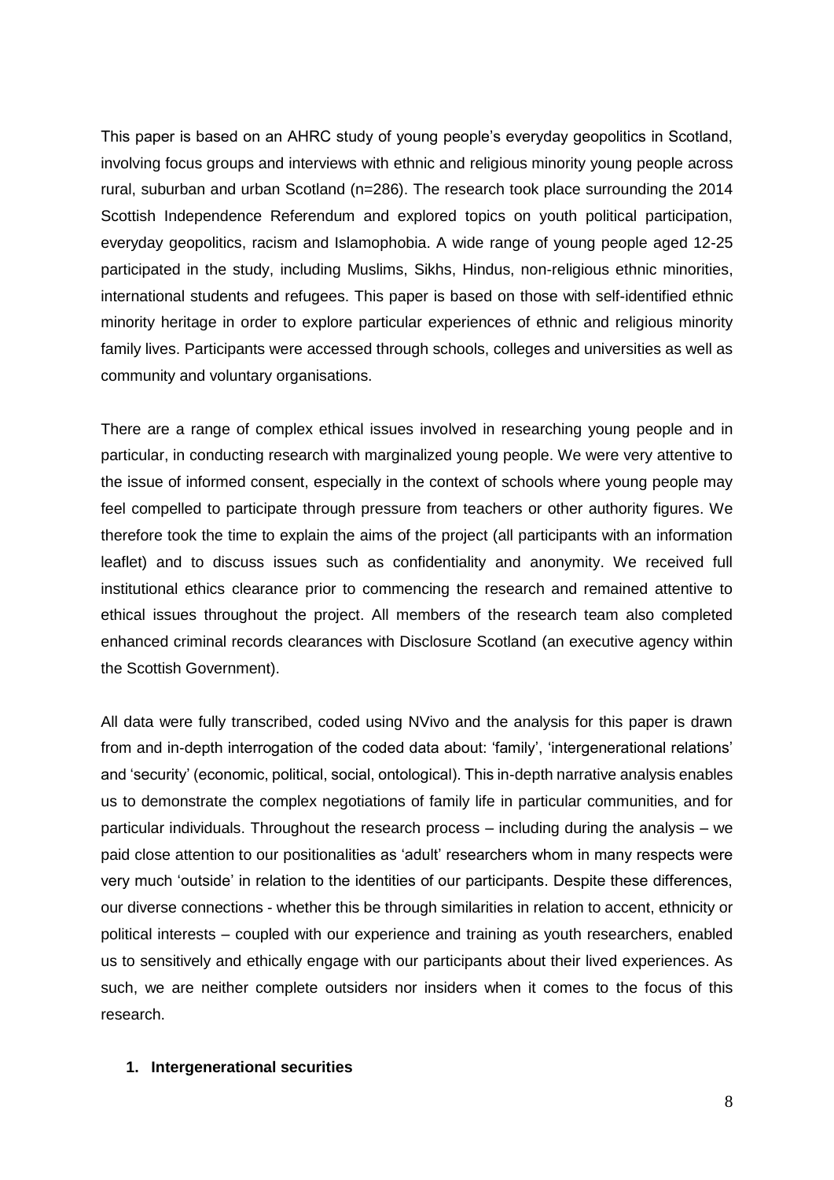This paper is based on an AHRC study of young people's everyday geopolitics in Scotland, involving focus groups and interviews with ethnic and religious minority young people across rural, suburban and urban Scotland (n=286). The research took place surrounding the 2014 Scottish Independence Referendum and explored topics on youth political participation, everyday geopolitics, racism and Islamophobia. A wide range of young people aged 12-25 participated in the study, including Muslims, Sikhs, Hindus, non-religious ethnic minorities, international students and refugees. This paper is based on those with self-identified ethnic minority heritage in order to explore particular experiences of ethnic and religious minority family lives. Participants were accessed through schools, colleges and universities as well as community and voluntary organisations.

There are a range of complex ethical issues involved in researching young people and in particular, in conducting research with marginalized young people. We were very attentive to the issue of informed consent, especially in the context of schools where young people may feel compelled to participate through pressure from teachers or other authority figures. We therefore took the time to explain the aims of the project (all participants with an information leaflet) and to discuss issues such as confidentiality and anonymity. We received full institutional ethics clearance prior to commencing the research and remained attentive to ethical issues throughout the project. All members of the research team also completed enhanced criminal records clearances with Disclosure Scotland (an executive agency within the Scottish Government).

All data were fully transcribed, coded using NVivo and the analysis for this paper is drawn from and in-depth interrogation of the coded data about: 'family', 'intergenerational relations' and 'security' (economic, political, social, ontological). This in-depth narrative analysis enables us to demonstrate the complex negotiations of family life in particular communities, and for particular individuals. Throughout the research process – including during the analysis – we paid close attention to our positionalities as 'adult' researchers whom in many respects were very much 'outside' in relation to the identities of our participants. Despite these differences, our diverse connections - whether this be through similarities in relation to accent, ethnicity or political interests – coupled with our experience and training as youth researchers, enabled us to sensitively and ethically engage with our participants about their lived experiences. As such, we are neither complete outsiders nor insiders when it comes to the focus of this research.

## 1. Intergenerational securities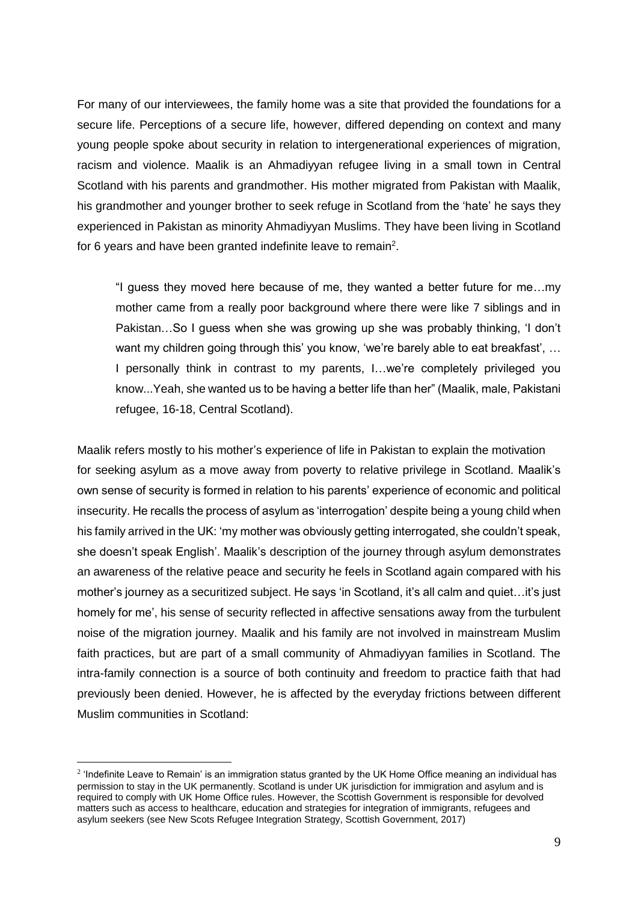For many of our interviewees, the family home was a site that provided the foundations for a secure life. Perceptions of a secure life, however, differed depending on context and many young people spoke about security in relation to intergenerational experiences of migration, racism and violence. Maalik is an Ahmadiyyan refugee living in a small town in Central Scotland with his parents and grandmother. His mother migrated from Pakistan with Maalik, his grandmother and younger brother to seek refuge in Scotland from the 'hate' he says they experienced in Pakistan as minority Ahmadiyyan Muslims. They have been living in Scotland for 6 years and have been granted indefinite leave to remain[2].

> "I guess they moved here because of me, they wanted a better future for me…my mother came from a really poor background where there were like 7 siblings and in Pakistan…So I guess when she was growing up she was probably thinking, 'I don't want my children going through this' you know, 'we're barely able to eat breakfast', … I personally think in contrast to my parents, I…we're completely privileged you know...Yeah, she wanted us to be having a better life than her" (Maalik, male, Pakistani refugee, 16-18, Central Scotland).

Maalik refers mostly to his mother's experience of life in Pakistan to explain the motivation for seeking asylum as a move away from poverty to relative privilege in Scotland. Maalik's own sense of security is formed in relation to his parents' experience of economic and political insecurity. He recalls the process of asylum as 'interrogation' despite being a young child when his family arrived in the UK: 'my mother was obviously getting interrogated, she couldn't speak, she doesn't speak English'. Maalik's description of the journey through asylum demonstrates an awareness of the relative peace and security he feels in Scotland again compared with his mother's journey as a securitized subject. He says 'in Scotland, it's all calm and quiet…it's just homely for me', his sense of security reflected in affective sensations away from the turbulent noise of the migration journey. Maalik and his family are not involved in mainstream Muslim faith practices, but are part of a small community of Ahmadiyyan families in Scotland. The intra-family connection is a source of both continuity and freedom to practice faith that had previously been denied. However, he is affected by the everyday frictions between different Muslim communities in Scotland:

---

[2] 'Indefinite Leave to Remain' is an immigration status granted by the UK Home Office meaning an individual has permission to stay in the UK permanently. Scotland is under UK jurisdiction for immigration and asylum and is required to comply with UK Home Office rules. However, the Scottish Government is responsible for devolved matters such as access to healthcare, education and strategies for integration of immigrants, refugees and asylum seekers (see New Scots Refugee Integration Strategy, Scottish Government, 2017)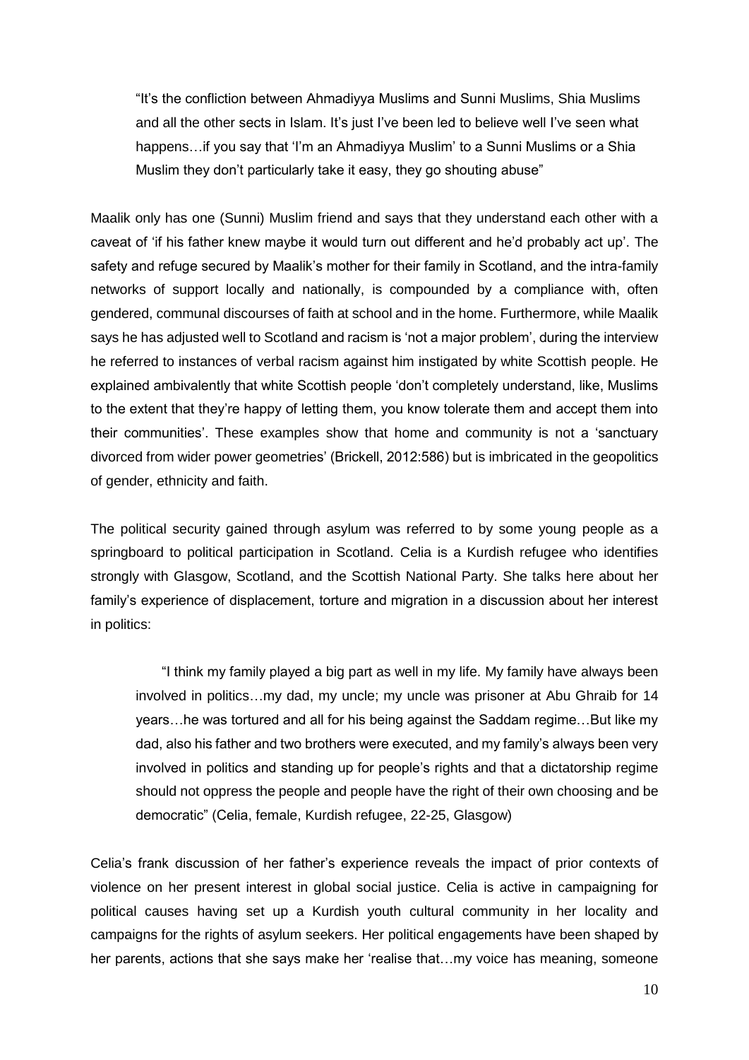> "It's the confliction between Ahmadiyya Muslims and Sunni Muslims, Shia Muslims and all the other sects in Islam. It's just I've been led to believe well I've seen what happens…if you say that 'I'm an Ahmadiyya Muslim' to a Sunni Muslims or a Shia Muslim they don't particularly take it easy, they go shouting abuse"

Maalik only has one (Sunni) Muslim friend and says that they understand each other with a caveat of 'if his father knew maybe it would turn out different and he'd probably act up'. The safety and refuge secured by Maalik's mother for their family in Scotland, and the intra-family networks of support locally and nationally, is compounded by a compliance with, often gendered, communal discourses of faith at school and in the home. Furthermore, while Maalik says he has adjusted well to Scotland and racism is 'not a major problem', during the interview he referred to instances of verbal racism against him instigated by white Scottish people. He explained ambivalently that white Scottish people 'don't completely understand, like, Muslims to the extent that they're happy of letting them, you know tolerate them and accept them into their communities'. These examples show that home and community is not a 'sanctuary divorced from wider power geometries' (Brickell, 2012:586) but is imbricated in the geopolitics of gender, ethnicity and faith.

The political security gained through asylum was referred to by some young people as a springboard to political participation in Scotland. Celia is a Kurdish refugee who identifies strongly with Glasgow, Scotland, and the Scottish National Party. She talks here about her family's experience of displacement, torture and migration in a discussion about her interest in politics:

> "I think my family played a big part as well in my life. My family have always been involved in politics…my dad, my uncle; my uncle was prisoner at Abu Ghraib for 14 years…he was tortured and all for his being against the Saddam regime…But like my dad, also his father and two brothers were executed, and my family's always been very involved in politics and standing up for people's rights and that a dictatorship regime should not oppress the people and people have the right of their own choosing and be democratic" (Celia, female, Kurdish refugee, 22-25, Glasgow)

Celia's frank discussion of her father's experience reveals the impact of prior contexts of violence on her present interest in global social justice. Celia is active in campaigning for political causes having set up a Kurdish youth cultural community in her locality and campaigns for the rights of asylum seekers. Her political engagements have been shaped by her parents, actions that she says make her 'realise that…my voice has meaning, someone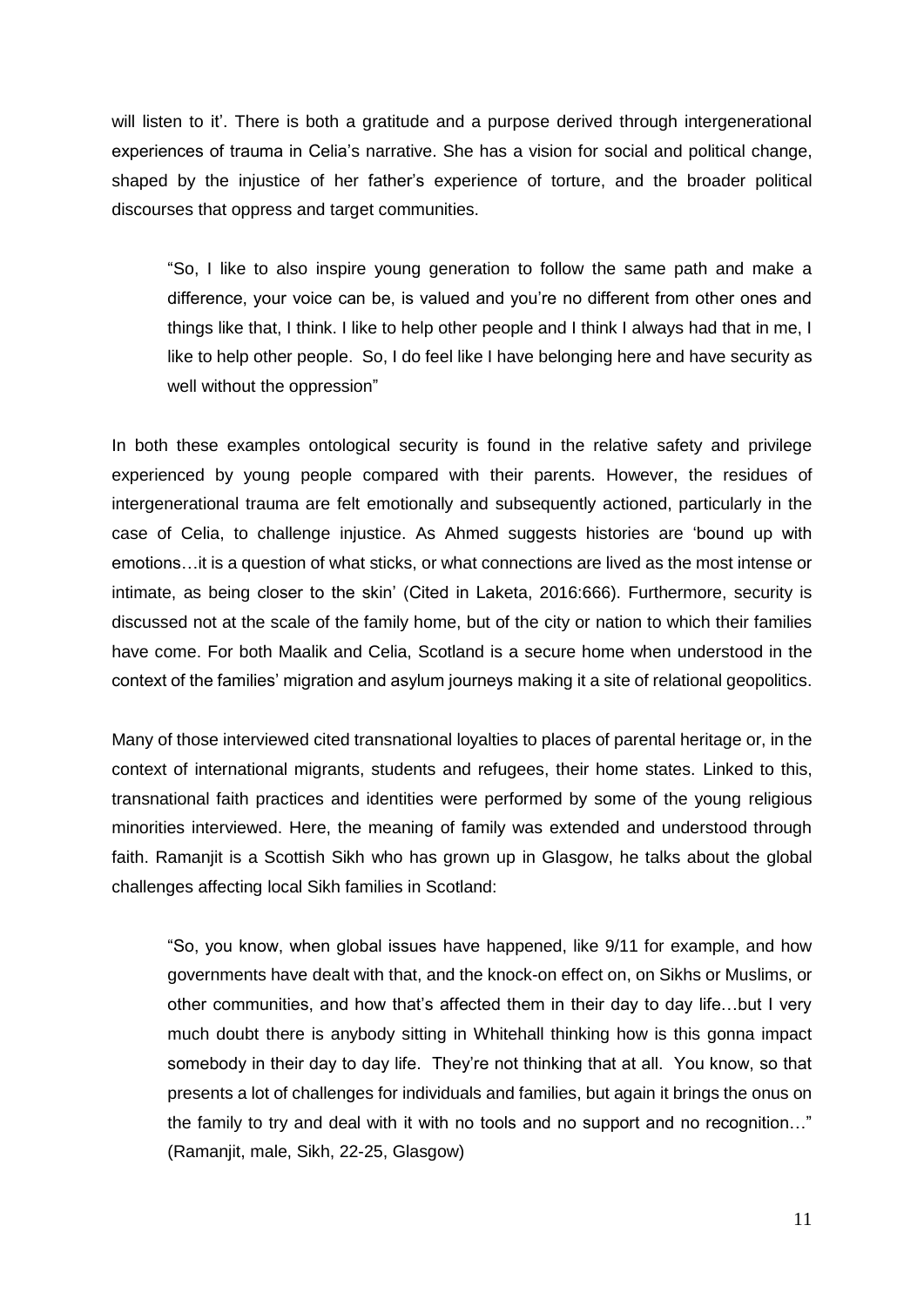will listen to it'. There is both a gratitude and a purpose derived through intergenerational experiences of trauma in Celia's narrative. She has a vision for social and political change, shaped by the injustice of her father's experience of torture, and the broader political discourses that oppress and target communities.

> "So, I like to also inspire young generation to follow the same path and make a difference, your voice can be, is valued and you're no different from other ones and things like that, I think. I like to help other people and I think I always had that in me, I like to help other people. So, I do feel like I have belonging here and have security as well without the oppression"

In both these examples ontological security is found in the relative safety and privilege experienced by young people compared with their parents. However, the residues of intergenerational trauma are felt emotionally and subsequently actioned, particularly in the case of Celia, to challenge injustice. As Ahmed suggests histories are 'bound up with emotions…it is a question of what sticks, or what connections are lived as the most intense or intimate, as being closer to the skin' (Cited in Laketa, 2016:666). Furthermore, security is discussed not at the scale of the family home, but of the city or nation to which their families have come. For both Maalik and Celia, Scotland is a secure home when understood in the context of the families' migration and asylum journeys making it a site of relational geopolitics.

Many of those interviewed cited transnational loyalties to places of parental heritage or, in the context of international migrants, students and refugees, their home states. Linked to this, transnational faith practices and identities were performed by some of the young religious minorities interviewed. Here, the meaning of family was extended and understood through faith. Ramanjit is a Scottish Sikh who has grown up in Glasgow, he talks about the global challenges affecting local Sikh families in Scotland:

> "So, you know, when global issues have happened, like 9/11 for example, and how governments have dealt with that, and the knock-on effect on, on Sikhs or Muslims, or other communities, and how that's affected them in their day to day life…but I very much doubt there is anybody sitting in Whitehall thinking how is this gonna impact somebody in their day to day life. They're not thinking that at all. You know, so that presents a lot of challenges for individuals and families, but again it brings the onus on the family to try and deal with it with no tools and no support and no recognition…" (Ramanjit, male, Sikh, 22-25, Glasgow)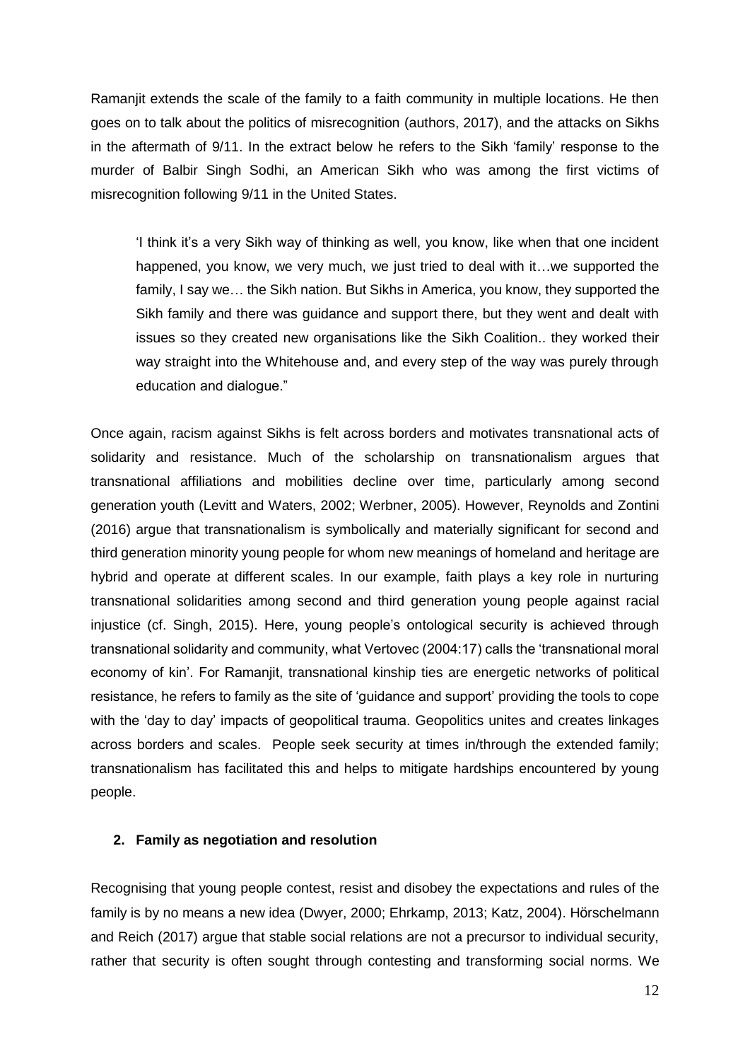Ramanjit extends the scale of the family to a faith community in multiple locations. He then goes on to talk about the politics of misrecognition (authors, 2017), and the attacks on Sikhs in the aftermath of 9/11. In the extract below he refers to the Sikh 'family' response to the murder of Balbir Singh Sodhi, an American Sikh who was among the first victims of misrecognition following 9/11 in the United States.

> 'I think it's a very Sikh way of thinking as well, you know, like when that one incident happened, you know, we very much, we just tried to deal with it…we supported the family, I say we… the Sikh nation. But Sikhs in America, you know, they supported the Sikh family and there was guidance and support there, but they went and dealt with issues so they created new organisations like the Sikh Coalition.. they worked their way straight into the Whitehouse and, and every step of the way was purely through education and dialogue."

Once again, racism against Sikhs is felt across borders and motivates transnational acts of solidarity and resistance. Much of the scholarship on transnationalism argues that transnational affiliations and mobilities decline over time, particularly among second generation youth (Levitt and Waters, 2002; Werbner, 2005). However, Reynolds and Zontini (2016) argue that transnationalism is symbolically and materially significant for second and third generation minority young people for whom new meanings of homeland and heritage are hybrid and operate at different scales. In our example, faith plays a key role in nurturing transnational solidarities among second and third generation young people against racial injustice (cf. Singh, 2015). Here, young people's ontological security is achieved through transnational solidarity and community, what Vertovec (2004:17) calls the 'transnational moral economy of kin'. For Ramanjit, transnational kinship ties are energetic networks of political resistance, he refers to family as the site of 'guidance and support' providing the tools to cope with the 'day to day' impacts of geopolitical trauma. Geopolitics unites and creates linkages across borders and scales. People seek security at times in/through the extended family; transnationalism has facilitated this and helps to mitigate hardships encountered by young people.

## 2. Family as negotiation and resolution

Recognising that young people contest, resist and disobey the expectations and rules of the family is by no means a new idea (Dwyer, 2000; Ehrkamp, 2013; Katz, 2004). Hörschelmann and Reich (2017) argue that stable social relations are not a precursor to individual security, rather that security is often sought through contesting and transforming social norms. We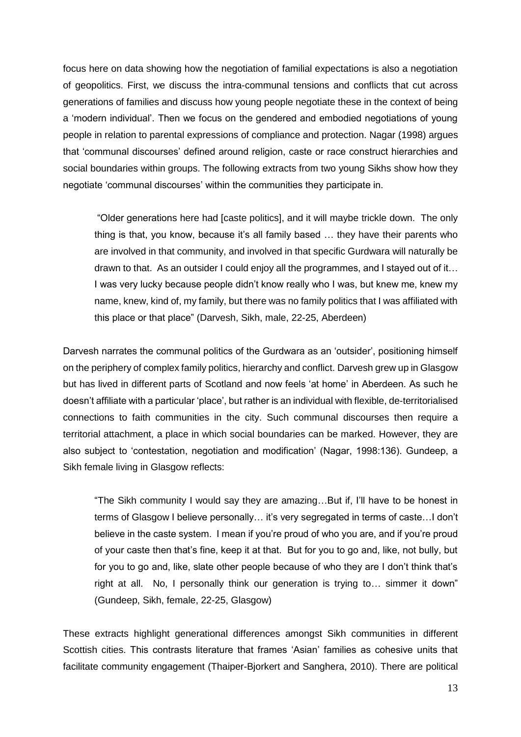focus here on data showing how the negotiation of familial expectations is also a negotiation of geopolitics. First, we discuss the intra-communal tensions and conflicts that cut across generations of families and discuss how young people negotiate these in the context of being a 'modern individual'. Then we focus on the gendered and embodied negotiations of young people in relation to parental expressions of compliance and protection. Nagar (1998) argues that 'communal discourses' defined around religion, caste or race construct hierarchies and social boundaries within groups. The following extracts from two young Sikhs show how they negotiate 'communal discourses' within the communities they participate in.

> "Older generations here had [caste politics], and it will maybe trickle down. The only thing is that, you know, because it's all family based … they have their parents who are involved in that community, and involved in that specific Gurdwara will naturally be drawn to that. As an outsider I could enjoy all the programmes, and I stayed out of it… I was very lucky because people didn't know really who I was, but knew me, knew my name, knew, kind of, my family, but there was no family politics that I was affiliated with this place or that place" (Darvesh, Sikh, male, 22-25, Aberdeen)

Darvesh narrates the communal politics of the Gurdwara as an 'outsider', positioning himself on the periphery of complex family politics, hierarchy and conflict. Darvesh grew up in Glasgow but has lived in different parts of Scotland and now feels 'at home' in Aberdeen. As such he doesn't affiliate with a particular 'place', but rather is an individual with flexible, de-territorialised connections to faith communities in the city. Such communal discourses then require a territorial attachment, a place in which social boundaries can be marked. However, they are also subject to 'contestation, negotiation and modification' (Nagar, 1998:136). Gundeep, a Sikh female living in Glasgow reflects:

> "The Sikh community I would say they are amazing…But if, I'll have to be honest in terms of Glasgow I believe personally… it's very segregated in terms of caste…I don't believe in the caste system. I mean if you're proud of who you are, and if you're proud of your caste then that's fine, keep it at that. But for you to go and, like, not bully, but for you to go and, like, slate other people because of who they are I don't think that's right at all. No, I personally think our generation is trying to… simmer it down" (Gundeep, Sikh, female, 22-25, Glasgow)

These extracts highlight generational differences amongst Sikh communities in different Scottish cities. This contrasts literature that frames 'Asian' families as cohesive units that facilitate community engagement (Thaiper-Bjorkert and Sanghera, 2010). There are political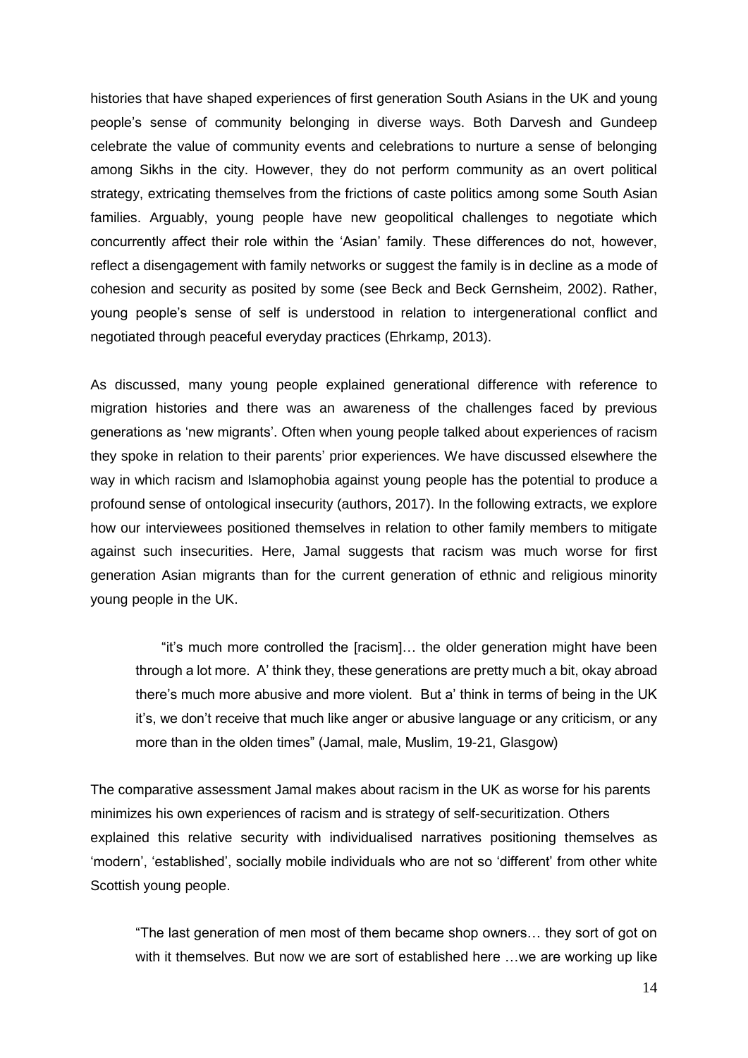histories that have shaped experiences of first generation South Asians in the UK and young people's sense of community belonging in diverse ways. Both Darvesh and Gundeep celebrate the value of community events and celebrations to nurture a sense of belonging among Sikhs in the city. However, they do not perform community as an overt political strategy, extricating themselves from the frictions of caste politics among some South Asian families. Arguably, young people have new geopolitical challenges to negotiate which concurrently affect their role within the 'Asian' family. These differences do not, however, reflect a disengagement with family networks or suggest the family is in decline as a mode of cohesion and security as posited by some (see Beck and Beck Gernsheim, 2002). Rather, young people's sense of self is understood in relation to intergenerational conflict and negotiated through peaceful everyday practices (Ehrkamp, 2013).

As discussed, many young people explained generational difference with reference to migration histories and there was an awareness of the challenges faced by previous generations as 'new migrants'. Often when young people talked about experiences of racism they spoke in relation to their parents' prior experiences. We have discussed elsewhere the way in which racism and Islamophobia against young people has the potential to produce a profound sense of ontological insecurity (authors, 2017). In the following extracts, we explore how our interviewees positioned themselves in relation to other family members to mitigate against such insecurities. Here, Jamal suggests that racism was much worse for first generation Asian migrants than for the current generation of ethnic and religious minority young people in the UK.

> "it's much more controlled the [racism]… the older generation might have been through a lot more. A' think they, these generations are pretty much a bit, okay abroad there's much more abusive and more violent. But a' think in terms of being in the UK it's, we don't receive that much like anger or abusive language or any criticism, or any more than in the olden times" (Jamal, male, Muslim, 19-21, Glasgow)

The comparative assessment Jamal makes about racism in the UK as worse for his parents minimizes his own experiences of racism and is strategy of self-securitization. Others explained this relative security with individualised narratives positioning themselves as 'modern', 'established', socially mobile individuals who are not so 'different' from other white Scottish young people.

> "The last generation of men most of them became shop owners… they sort of got on with it themselves. But now we are sort of established here …we are working up like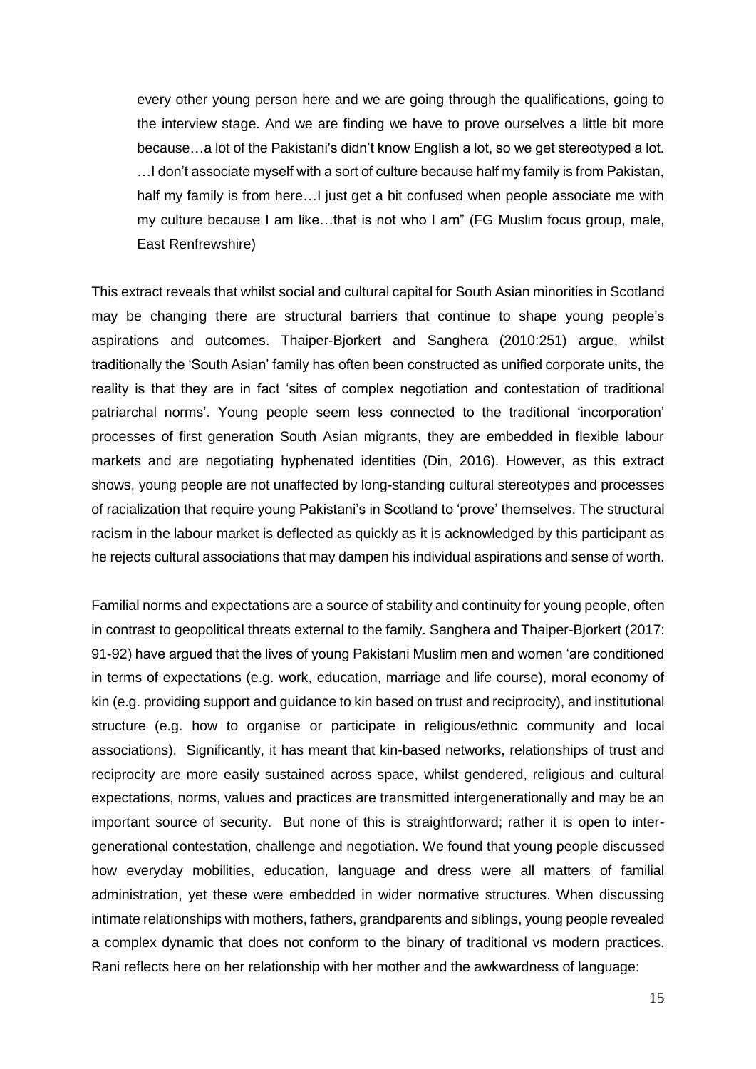> every other young person here and we are going through the qualifications, going to the interview stage. And we are finding we have to prove ourselves a little bit more because…a lot of the Pakistani's didn't know English a lot, so we get stereotyped a lot. …I don't associate myself with a sort of culture because half my family is from Pakistan, half my family is from here…I just get a bit confused when people associate me with my culture because I am like…that is not who I am" (FG Muslim focus group, male, East Renfrewshire)

This extract reveals that whilst social and cultural capital for South Asian minorities in Scotland may be changing there are structural barriers that continue to shape young people's aspirations and outcomes. Thaiper-Bjorkert and Sanghera (2010:251) argue, whilst traditionally the 'South Asian' family has often been constructed as unified corporate units, the reality is that they are in fact 'sites of complex negotiation and contestation of traditional patriarchal norms'. Young people seem less connected to the traditional 'incorporation' processes of first generation South Asian migrants, they are embedded in flexible labour markets and are negotiating hyphenated identities (Din, 2016). However, as this extract shows, young people are not unaffected by long-standing cultural stereotypes and processes of racialization that require young Pakistani's in Scotland to 'prove' themselves. The structural racism in the labour market is deflected as quickly as it is acknowledged by this participant as he rejects cultural associations that may dampen his individual aspirations and sense of worth.

Familial norms and expectations are a source of stability and continuity for young people, often in contrast to geopolitical threats external to the family. Sanghera and Thaiper-Bjorkert (2017: 91-92) have argued that the lives of young Pakistani Muslim men and women 'are conditioned in terms of expectations (e.g. work, education, marriage and life course), moral economy of kin (e.g. providing support and guidance to kin based on trust and reciprocity), and institutional structure (e.g. how to organise or participate in religious/ethnic community and local associations). Significantly, it has meant that kin-based networks, relationships of trust and reciprocity are more easily sustained across space, whilst gendered, religious and cultural expectations, norms, values and practices are transmitted intergenerationally and may be an important source of security. But none of this is straightforward; rather it is open to inter-generational contestation, challenge and negotiation. We found that young people discussed how everyday mobilities, education, language and dress were all matters of familial administration, yet these were embedded in wider normative structures. When discussing intimate relationships with mothers, fathers, grandparents and siblings, young people revealed a complex dynamic that does not conform to the binary of traditional vs modern practices. Rani reflects here on her relationship with her mother and the awkwardness of language: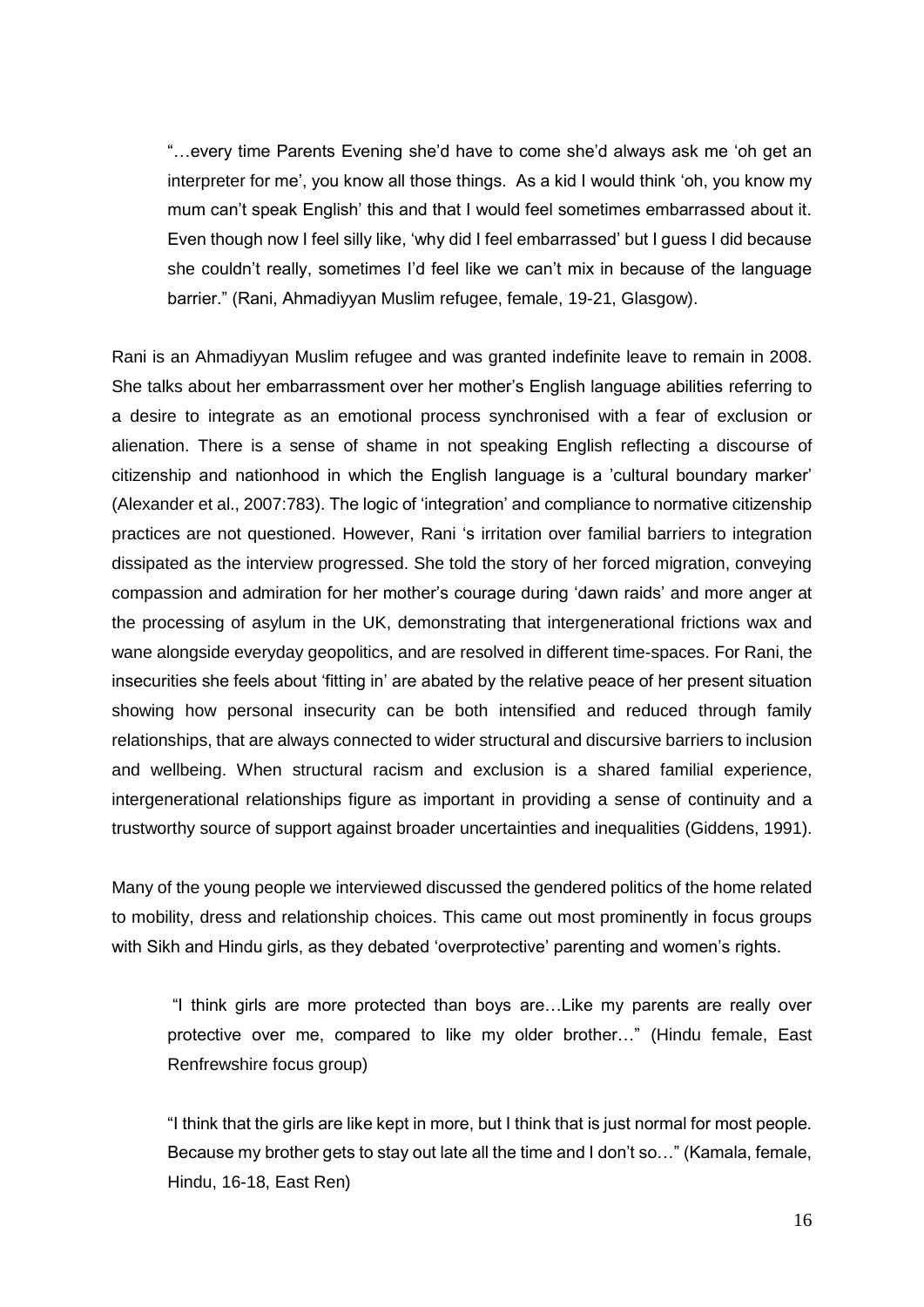> "…every time Parents Evening she'd have to come she'd always ask me 'oh get an interpreter for me', you know all those things. As a kid I would think 'oh, you know my mum can't speak English' this and that I would feel sometimes embarrassed about it. Even though now I feel silly like, 'why did I feel embarrassed' but I guess I did because she couldn't really, sometimes I'd feel like we can't mix in because of the language barrier." (Rani, Ahmadiyyan Muslim refugee, female, 19-21, Glasgow).

Rani is an Ahmadiyyan Muslim refugee and was granted indefinite leave to remain in 2008. She talks about her embarrassment over her mother's English language abilities referring to a desire to integrate as an emotional process synchronised with a fear of exclusion or alienation. There is a sense of shame in not speaking English reflecting a discourse of citizenship and nationhood in which the English language is a 'cultural boundary marker' (Alexander et al., 2007:783). The logic of 'integration' and compliance to normative citizenship practices are not questioned. However, Rani 's irritation over familial barriers to integration dissipated as the interview progressed. She told the story of her forced migration, conveying compassion and admiration for her mother's courage during 'dawn raids' and more anger at the processing of asylum in the UK, demonstrating that intergenerational frictions wax and wane alongside everyday geopolitics, and are resolved in different time-spaces. For Rani, the insecurities she feels about 'fitting in' are abated by the relative peace of her present situation showing how personal insecurity can be both intensified and reduced through family relationships, that are always connected to wider structural and discursive barriers to inclusion and wellbeing. When structural racism and exclusion is a shared familial experience, intergenerational relationships figure as important in providing a sense of continuity and a trustworthy source of support against broader uncertainties and inequalities (Giddens, 1991).

Many of the young people we interviewed discussed the gendered politics of the home related to mobility, dress and relationship choices. This came out most prominently in focus groups with Sikh and Hindu girls, as they debated 'overprotective' parenting and women's rights.

> "I think girls are more protected than boys are…Like my parents are really over protective over me, compared to like my older brother…" (Hindu female, East Renfrewshire focus group)

> "I think that the girls are like kept in more, but I think that is just normal for most people. Because my brother gets to stay out late all the time and I don't so…" (Kamala, female, Hindu, 16-18, East Ren)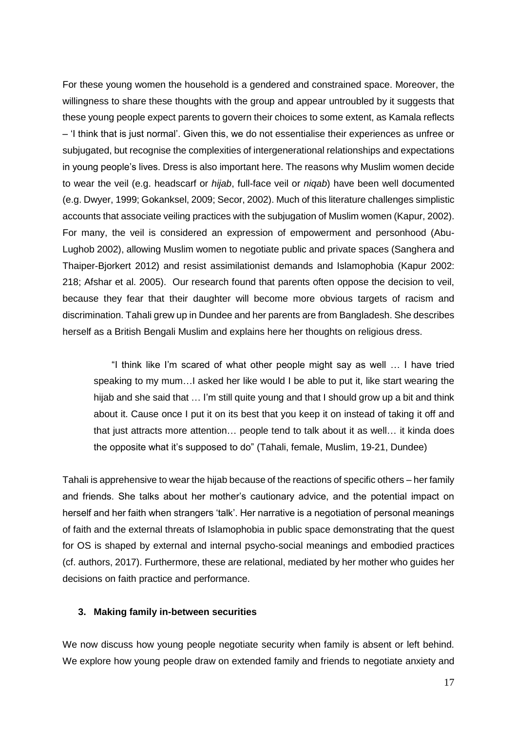For these young women the household is a gendered and constrained space. Moreover, the willingness to share these thoughts with the group and appear untroubled by it suggests that these young people expect parents to govern their choices to some extent, as Kamala reflects – 'I think that is just normal'. Given this, we do not essentialise their experiences as unfree or subjugated, but recognise the complexities of intergenerational relationships and expectations in young people's lives. Dress is also important here. The reasons why Muslim women decide to wear the veil (e.g. headscarf or *hijab*, full-face veil or *niqab*) have been well documented (e.g. Dwyer, 1999; Gokanksel, 2009; Secor, 2002). Much of this literature challenges simplistic accounts that associate veiling practices with the subjugation of Muslim women (Kapur, 2002). For many, the veil is considered an expression of empowerment and personhood (Abu-Lughob 2002), allowing Muslim women to negotiate public and private spaces (Sanghera and Thaiper-Bjorkert 2012) and resist assimilationist demands and Islamophobia (Kapur 2002: 218; Afshar et al. 2005). Our research found that parents often oppose the decision to veil, because they fear that their daughter will become more obvious targets of racism and discrimination. Tahali grew up in Dundee and her parents are from Bangladesh. She describes herself as a British Bengali Muslim and explains here her thoughts on religious dress.

> "I think like I'm scared of what other people might say as well … I have tried speaking to my mum…I asked her like would I be able to put it, like start wearing the hijab and she said that … I'm still quite young and that I should grow up a bit and think about it. Cause once I put it on its best that you keep it on instead of taking it off and that just attracts more attention… people tend to talk about it as well… it kinda does the opposite what it's supposed to do" (Tahali, female, Muslim, 19-21, Dundee)

Tahali is apprehensive to wear the hijab because of the reactions of specific others – her family and friends. She talks about her mother's cautionary advice, and the potential impact on herself and her faith when strangers 'talk'. Her narrative is a negotiation of personal meanings of faith and the external threats of Islamophobia in public space demonstrating that the quest for OS is shaped by external and internal psycho-social meanings and embodied practices (cf. authors, 2017). Furthermore, these are relational, mediated by her mother who guides her decisions on faith practice and performance.

### 3. Making family in-between securities

We now discuss how young people negotiate security when family is absent or left behind. We explore how young people draw on extended family and friends to negotiate anxiety and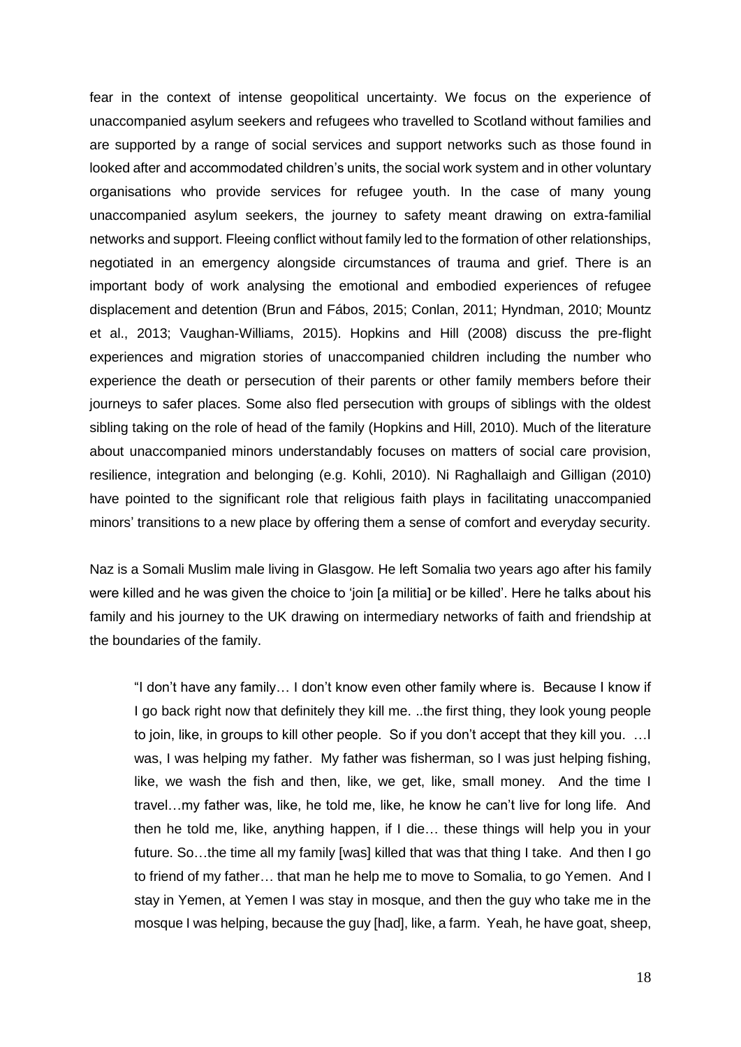fear in the context of intense geopolitical uncertainty. We focus on the experience of unaccompanied asylum seekers and refugees who travelled to Scotland without families and are supported by a range of social services and support networks such as those found in looked after and accommodated children's units, the social work system and in other voluntary organisations who provide services for refugee youth. In the case of many young unaccompanied asylum seekers, the journey to safety meant drawing on extra-familial networks and support. Fleeing conflict without family led to the formation of other relationships, negotiated in an emergency alongside circumstances of trauma and grief. There is an important body of work analysing the emotional and embodied experiences of refugee displacement and detention (Brun and Fábos, 2015; Conlan, 2011; Hyndman, 2010; Mountz et al., 2013; Vaughan-Williams, 2015). Hopkins and Hill (2008) discuss the pre-flight experiences and migration stories of unaccompanied children including the number who experience the death or persecution of their parents or other family members before their journeys to safer places. Some also fled persecution with groups of siblings with the oldest sibling taking on the role of head of the family (Hopkins and Hill, 2010). Much of the literature about unaccompanied minors understandably focuses on matters of social care provision, resilience, integration and belonging (e.g. Kohli, 2010). Ni Raghallaigh and Gilligan (2010) have pointed to the significant role that religious faith plays in facilitating unaccompanied minors' transitions to a new place by offering them a sense of comfort and everyday security.

Naz is a Somali Muslim male living in Glasgow. He left Somalia two years ago after his family were killed and he was given the choice to 'join [a militia] or be killed'. Here he talks about his family and his journey to the UK drawing on intermediary networks of faith and friendship at the boundaries of the family.

> "I don't have any family… I don't know even other family where is. Because I know if I go back right now that definitely they kill me. ..the first thing, they look young people to join, like, in groups to kill other people. So if you don't accept that they kill you. …I was, I was helping my father. My father was fisherman, so I was just helping fishing, like, we wash the fish and then, like, we get, like, small money. And the time I travel…my father was, like, he told me, like, he know he can't live for long life. And then he told me, like, anything happen, if I die… these things will help you in your future. So…the time all my family [was] killed that was that thing I take. And then I go to friend of my father… that man he help me to move to Somalia, to go Yemen. And I stay in Yemen, at Yemen I was stay in mosque, and then the guy who take me in the mosque I was helping, because the guy [had], like, a farm. Yeah, he have goat, sheep,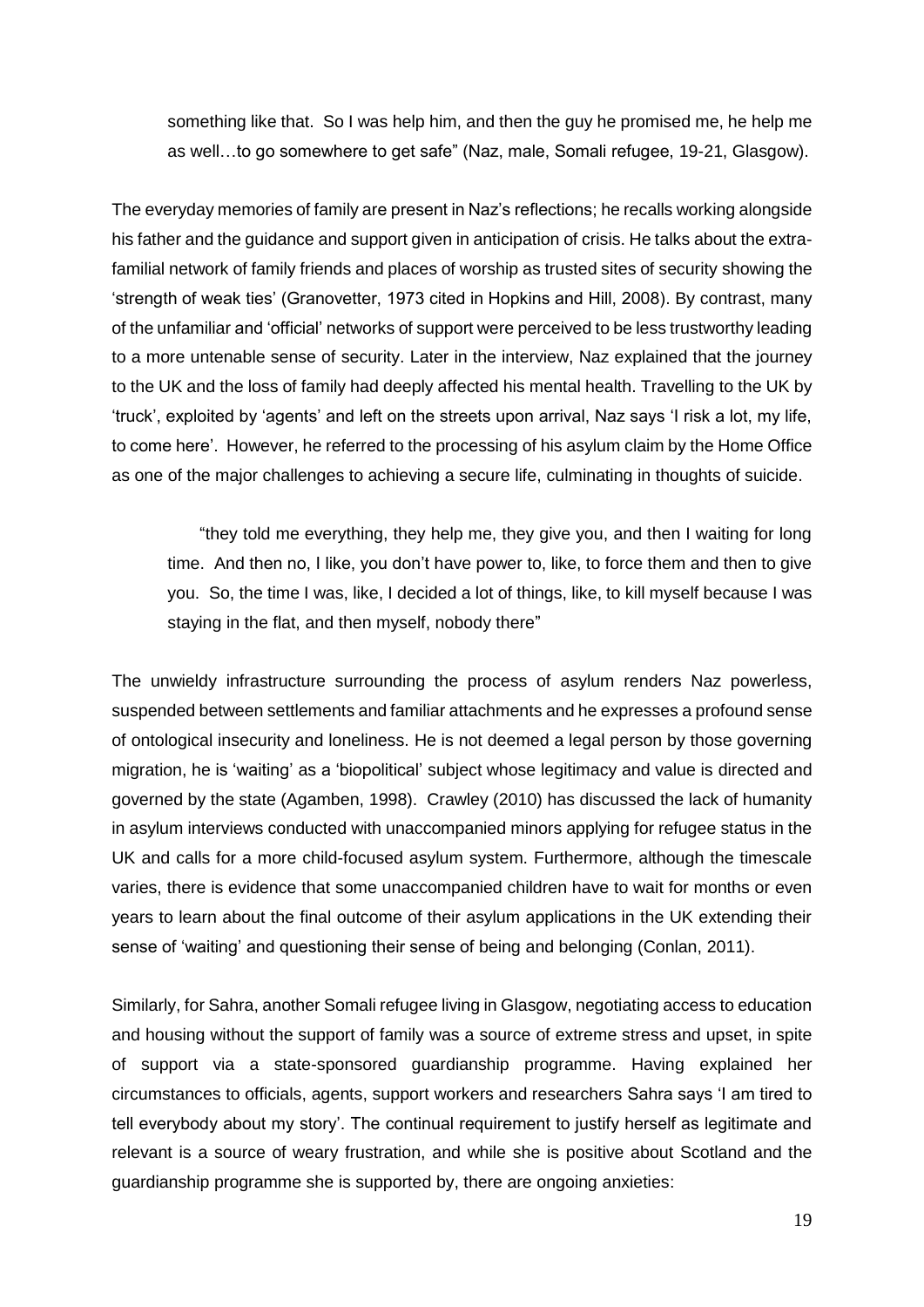> something like that. So I was help him, and then the guy he promised me, he help me as well…to go somewhere to get safe" (Naz, male, Somali refugee, 19-21, Glasgow).

The everyday memories of family are present in Naz's reflections; he recalls working alongside his father and the guidance and support given in anticipation of crisis. He talks about the extra-familial network of family friends and places of worship as trusted sites of security showing the 'strength of weak ties' (Granovetter, 1973 cited in Hopkins and Hill, 2008). By contrast, many of the unfamiliar and 'official' networks of support were perceived to be less trustworthy leading to a more untenable sense of security. Later in the interview, Naz explained that the journey to the UK and the loss of family had deeply affected his mental health. Travelling to the UK by 'truck', exploited by 'agents' and left on the streets upon arrival, Naz says 'I risk a lot, my life, to come here'. However, he referred to the processing of his asylum claim by the Home Office as one of the major challenges to achieving a secure life, culminating in thoughts of suicide.

> "they told me everything, they help me, they give you, and then I waiting for long time. And then no, I like, you don't have power to, like, to force them and then to give you. So, the time I was, like, I decided a lot of things, like, to kill myself because I was staying in the flat, and then myself, nobody there"

The unwieldy infrastructure surrounding the process of asylum renders Naz powerless, suspended between settlements and familiar attachments and he expresses a profound sense of ontological insecurity and loneliness. He is not deemed a legal person by those governing migration, he is 'waiting' as a 'biopolitical' subject whose legitimacy and value is directed and governed by the state (Agamben, 1998). Crawley (2010) has discussed the lack of humanity in asylum interviews conducted with unaccompanied minors applying for refugee status in the UK and calls for a more child-focused asylum system. Furthermore, although the timescale varies, there is evidence that some unaccompanied children have to wait for months or even years to learn about the final outcome of their asylum applications in the UK extending their sense of 'waiting' and questioning their sense of being and belonging (Conlan, 2011).

Similarly, for Sahra, another Somali refugee living in Glasgow, negotiating access to education and housing without the support of family was a source of extreme stress and upset, in spite of support via a state-sponsored guardianship programme. Having explained her circumstances to officials, agents, support workers and researchers Sahra says 'I am tired to tell everybody about my story'. The continual requirement to justify herself as legitimate and relevant is a source of weary frustration, and while she is positive about Scotland and the guardianship programme she is supported by, there are ongoing anxieties: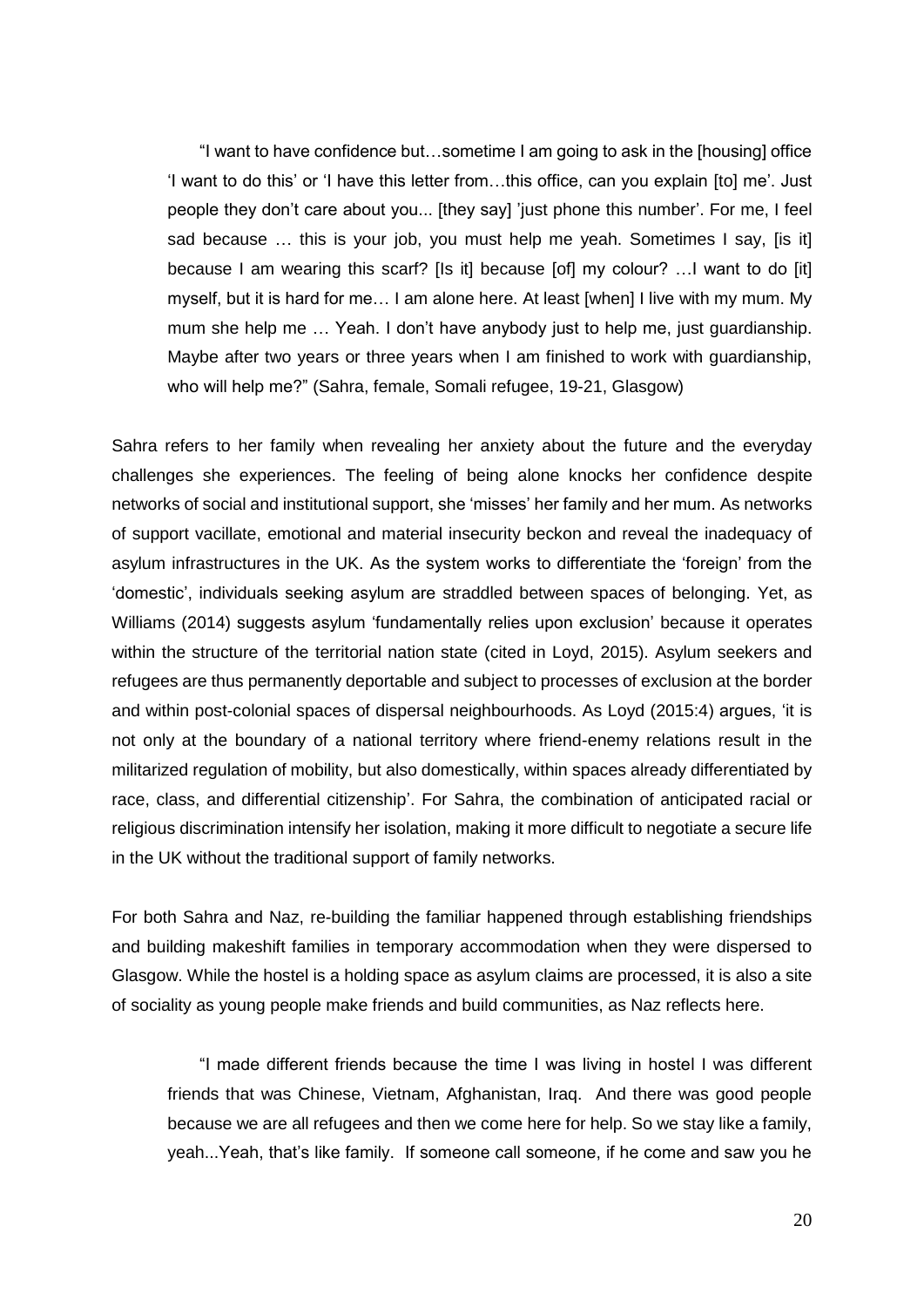> "I want to have confidence but…sometime I am going to ask in the [housing] office 'I want to do this' or 'I have this letter from…this office, can you explain [to] me'. Just people they don't care about you... [they say] 'just phone this number'. For me, I feel sad because … this is your job, you must help me yeah. Sometimes I say, [is it] because I am wearing this scarf? [Is it] because [of] my colour? …I want to do [it] myself, but it is hard for me… I am alone here. At least [when] I live with my mum. My mum she help me … Yeah. I don't have anybody just to help me, just guardianship. Maybe after two years or three years when I am finished to work with guardianship, who will help me?" (Sahra, female, Somali refugee, 19-21, Glasgow)

Sahra refers to her family when revealing her anxiety about the future and the everyday challenges she experiences. The feeling of being alone knocks her confidence despite networks of social and institutional support, she 'misses' her family and her mum. As networks of support vacillate, emotional and material insecurity beckon and reveal the inadequacy of asylum infrastructures in the UK. As the system works to differentiate the 'foreign' from the 'domestic', individuals seeking asylum are straddled between spaces of belonging. Yet, as Williams (2014) suggests asylum 'fundamentally relies upon exclusion' because it operates within the structure of the territorial nation state (cited in Loyd, 2015). Asylum seekers and refugees are thus permanently deportable and subject to processes of exclusion at the border and within post-colonial spaces of dispersal neighbourhoods. As Loyd (2015:4) argues, 'it is not only at the boundary of a national territory where friend-enemy relations result in the militarized regulation of mobility, but also domestically, within spaces already differentiated by race, class, and differential citizenship'. For Sahra, the combination of anticipated racial or religious discrimination intensify her isolation, making it more difficult to negotiate a secure life in the UK without the traditional support of family networks.

For both Sahra and Naz, re-building the familiar happened through establishing friendships and building makeshift families in temporary accommodation when they were dispersed to Glasgow. While the hostel is a holding space as asylum claims are processed, it is also a site of sociality as young people make friends and build communities, as Naz reflects here.

> "I made different friends because the time I was living in hostel I was different friends that was Chinese, Vietnam, Afghanistan, Iraq. And there was good people because we are all refugees and then we come here for help. So we stay like a family, yeah...Yeah, that's like family. If someone call someone, if he come and saw you he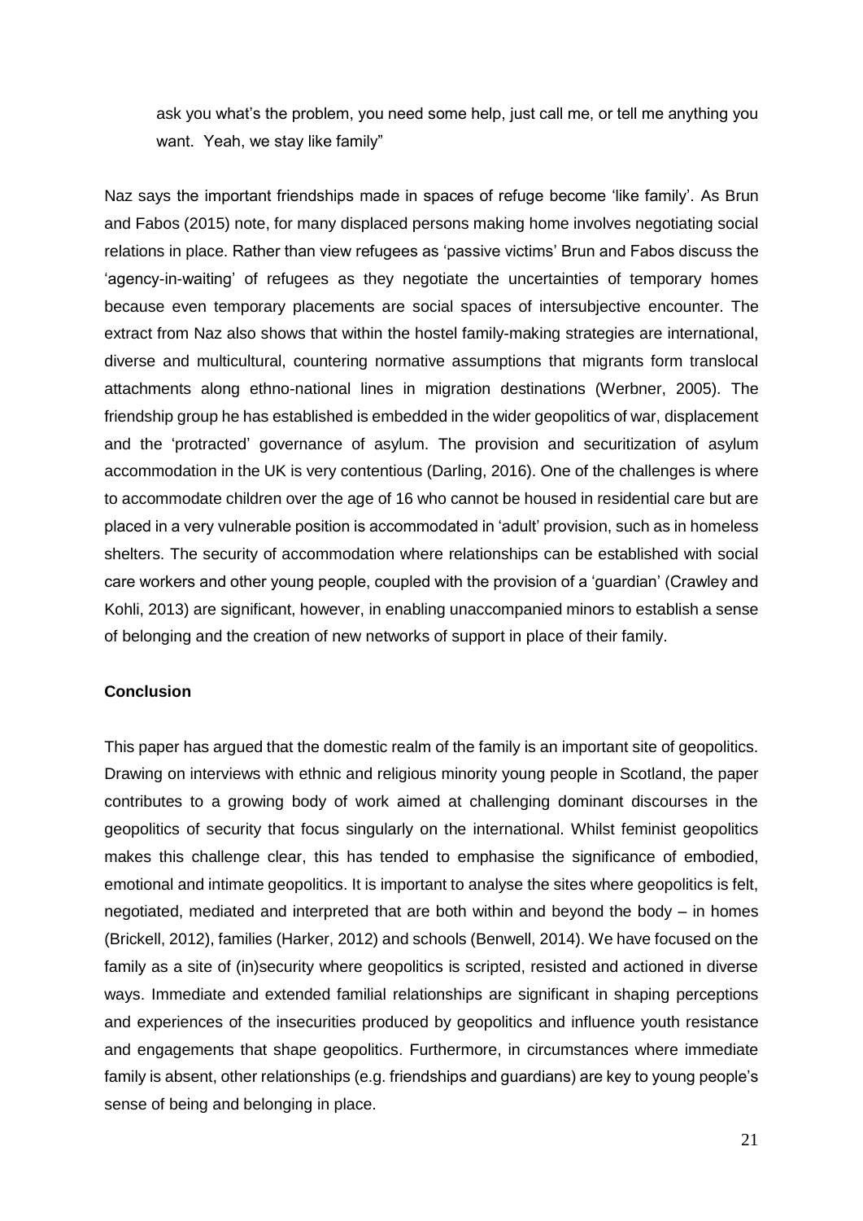ask you what's the problem, you need some help, just call me, or tell me anything you want. Yeah, we stay like family"

Naz says the important friendships made in spaces of refuge become 'like family'. As Brun and Fabos (2015) note, for many displaced persons making home involves negotiating social relations in place. Rather than view refugees as 'passive victims' Brun and Fabos discuss the 'agency-in-waiting' of refugees as they negotiate the uncertainties of temporary homes because even temporary placements are social spaces of intersubjective encounter. The extract from Naz also shows that within the hostel family-making strategies are international, diverse and multicultural, countering normative assumptions that migrants form translocal attachments along ethno-national lines in migration destinations (Werbner, 2005). The friendship group he has established is embedded in the wider geopolitics of war, displacement and the 'protracted' governance of asylum. The provision and securitization of asylum accommodation in the UK is very contentious (Darling, 2016). One of the challenges is where to accommodate children over the age of 16 who cannot be housed in residential care but are placed in a very vulnerable position is accommodated in 'adult' provision, such as in homeless shelters. The security of accommodation where relationships can be established with social care workers and other young people, coupled with the provision of a 'guardian' (Crawley and Kohli, 2013) are significant, however, in enabling unaccompanied minors to establish a sense of belonging and the creation of new networks of support in place of their family.

## Conclusion

This paper has argued that the domestic realm of the family is an important site of geopolitics. Drawing on interviews with ethnic and religious minority young people in Scotland, the paper contributes to a growing body of work aimed at challenging dominant discourses in the geopolitics of security that focus singularly on the international. Whilst feminist geopolitics makes this challenge clear, this has tended to emphasise the significance of embodied, emotional and intimate geopolitics. It is important to analyse the sites where geopolitics is felt, negotiated, mediated and interpreted that are both within and beyond the body – in homes (Brickell, 2012), families (Harker, 2012) and schools (Benwell, 2014). We have focused on the family as a site of (in)security where geopolitics is scripted, resisted and actioned in diverse ways. Immediate and extended familial relationships are significant in shaping perceptions and experiences of the insecurities produced by geopolitics and influence youth resistance and engagements that shape geopolitics. Furthermore, in circumstances where immediate family is absent, other relationships (e.g. friendships and guardians) are key to young people's sense of being and belonging in place.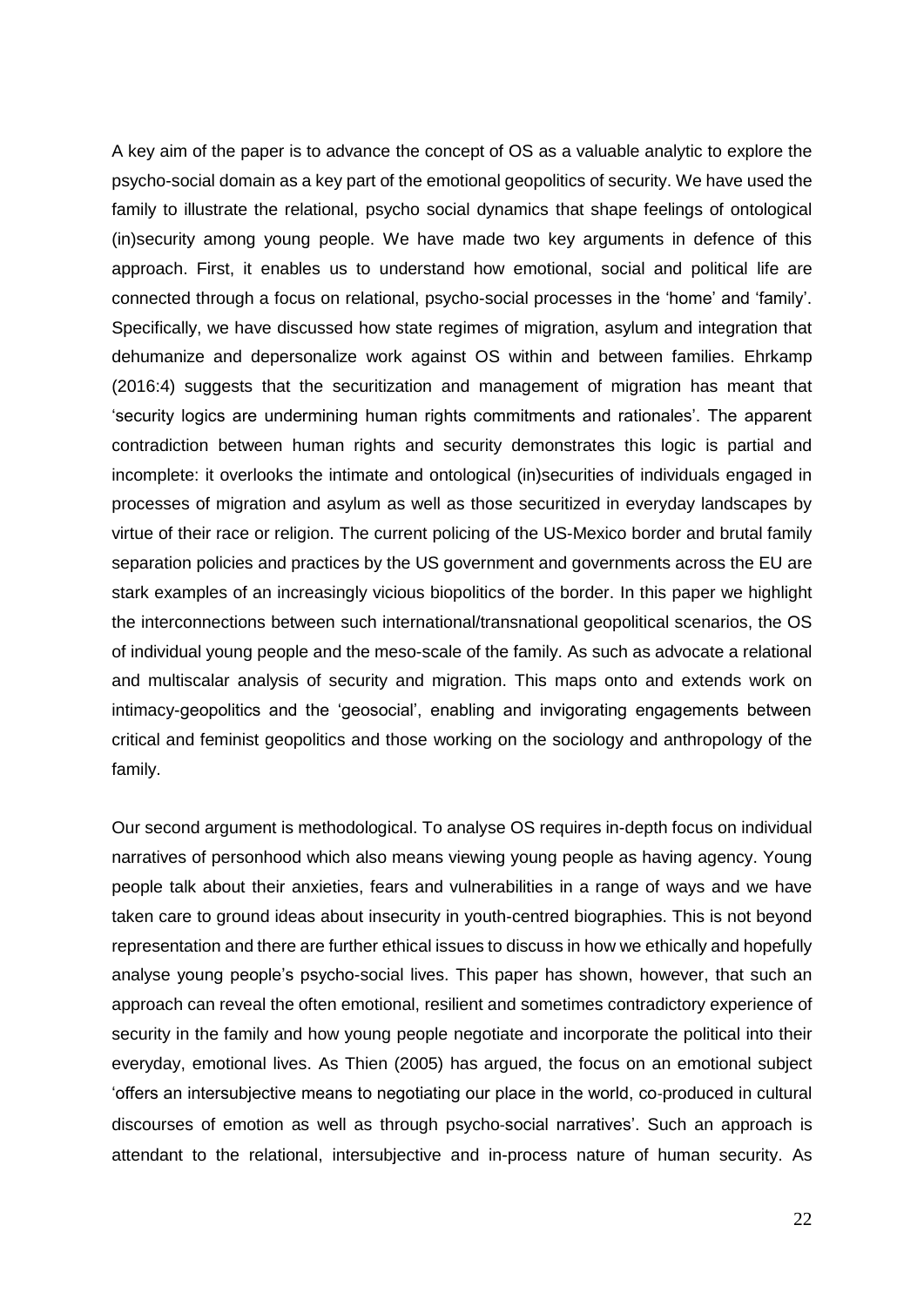A key aim of the paper is to advance the concept of OS as a valuable analytic to explore the psycho-social domain as a key part of the emotional geopolitics of security. We have used the family to illustrate the relational, psycho social dynamics that shape feelings of ontological (in)security among young people. We have made two key arguments in defence of this approach. First, it enables us to understand how emotional, social and political life are connected through a focus on relational, psycho-social processes in the 'home' and 'family'. Specifically, we have discussed how state regimes of migration, asylum and integration that dehumanize and depersonalize work against OS within and between families. Ehrkamp (2016:4) suggests that the securitization and management of migration has meant that 'security logics are undermining human rights commitments and rationales'. The apparent contradiction between human rights and security demonstrates this logic is partial and incomplete: it overlooks the intimate and ontological (in)securities of individuals engaged in processes of migration and asylum as well as those securitized in everyday landscapes by virtue of their race or religion. The current policing of the US-Mexico border and brutal family separation policies and practices by the US government and governments across the EU are stark examples of an increasingly vicious biopolitics of the border. In this paper we highlight the interconnections between such international/transnational geopolitical scenarios, the OS of individual young people and the meso-scale of the family. As such as advocate a relational and multiscalar analysis of security and migration. This maps onto and extends work on intimacy-geopolitics and the 'geosocial', enabling and invigorating engagements between critical and feminist geopolitics and those working on the sociology and anthropology of the family.

Our second argument is methodological. To analyse OS requires in-depth focus on individual narratives of personhood which also means viewing young people as having agency. Young people talk about their anxieties, fears and vulnerabilities in a range of ways and we have taken care to ground ideas about insecurity in youth-centred biographies. This is not beyond representation and there are further ethical issues to discuss in how we ethically and hopefully analyse young people's psycho-social lives. This paper has shown, however, that such an approach can reveal the often emotional, resilient and sometimes contradictory experience of security in the family and how young people negotiate and incorporate the political into their everyday, emotional lives. As Thien (2005) has argued, the focus on an emotional subject 'offers an intersubjective means to negotiating our place in the world, co-produced in cultural discourses of emotion as well as through psycho-social narratives'. Such an approach is attendant to the relational, intersubjective and in-process nature of human security. As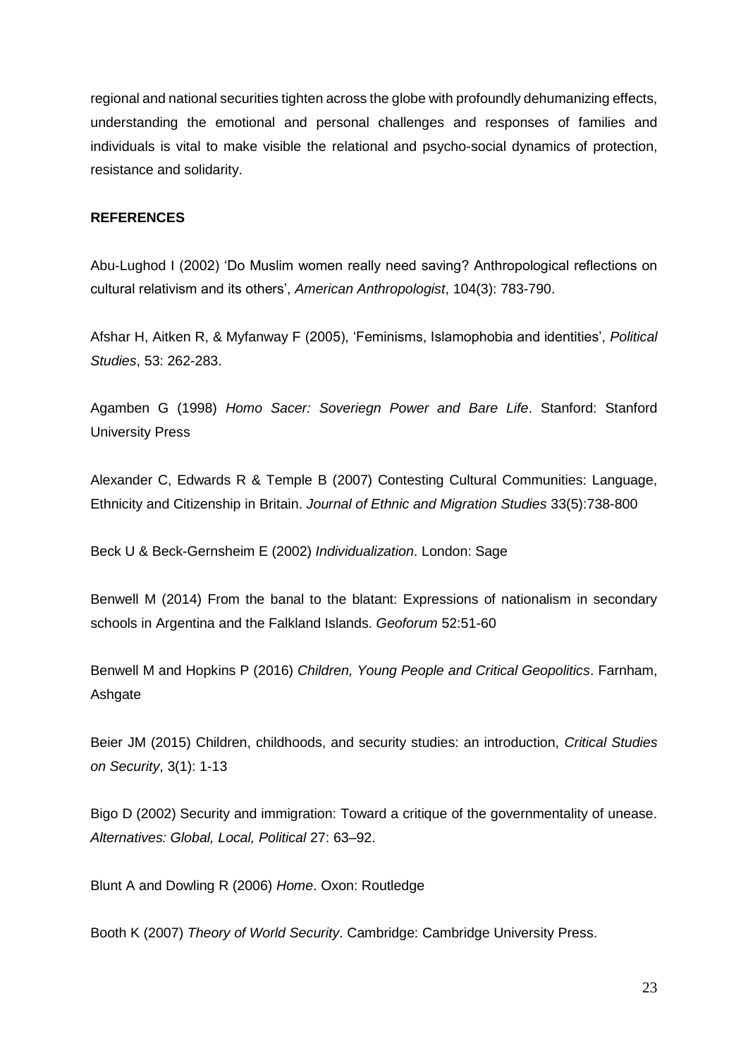regional and national securities tighten across the globe with profoundly dehumanizing effects, understanding the emotional and personal challenges and responses of families and individuals is vital to make visible the relational and psycho-social dynamics of protection, resistance and solidarity.

**REFERENCES**

Abu-Lughod I (2002) 'Do Muslim women really need saving? Anthropological reflections on cultural relativism and its others', *American Anthropologist*, 104(3): 783-790.

Afshar H, Aitken R, & Myfanway F (2005), 'Feminisms, Islamophobia and identities', *Political Studies*, 53: 262-283.

Agamben G (1998) *Homo Sacer: Soveriegn Power and Bare Life*. Stanford: Stanford University Press

Alexander C, Edwards R & Temple B (2007) Contesting Cultural Communities: Language, Ethnicity and Citizenship in Britain. *Journal of Ethnic and Migration Studies* 33(5):738-800

Beck U & Beck-Gernsheim E (2002) *Individualization*. London: Sage

Benwell M (2014) From the banal to the blatant: Expressions of nationalism in secondary schools in Argentina and the Falkland Islands. *Geoforum* 52:51-60

Benwell M and Hopkins P (2016) *Children, Young People and Critical Geopolitics*. Farnham, Ashgate

Beier JM (2015) Children, childhoods, and security studies: an introduction, *Critical Studies on Security*, 3(1): 1-13

Bigo D (2002) Security and immigration: Toward a critique of the governmentality of unease. *Alternatives: Global, Local, Political* 27: 63–92.

Blunt A and Dowling R (2006) *Home*. Oxon: Routledge

Booth K (2007) *Theory of World Security*. Cambridge: Cambridge University Press.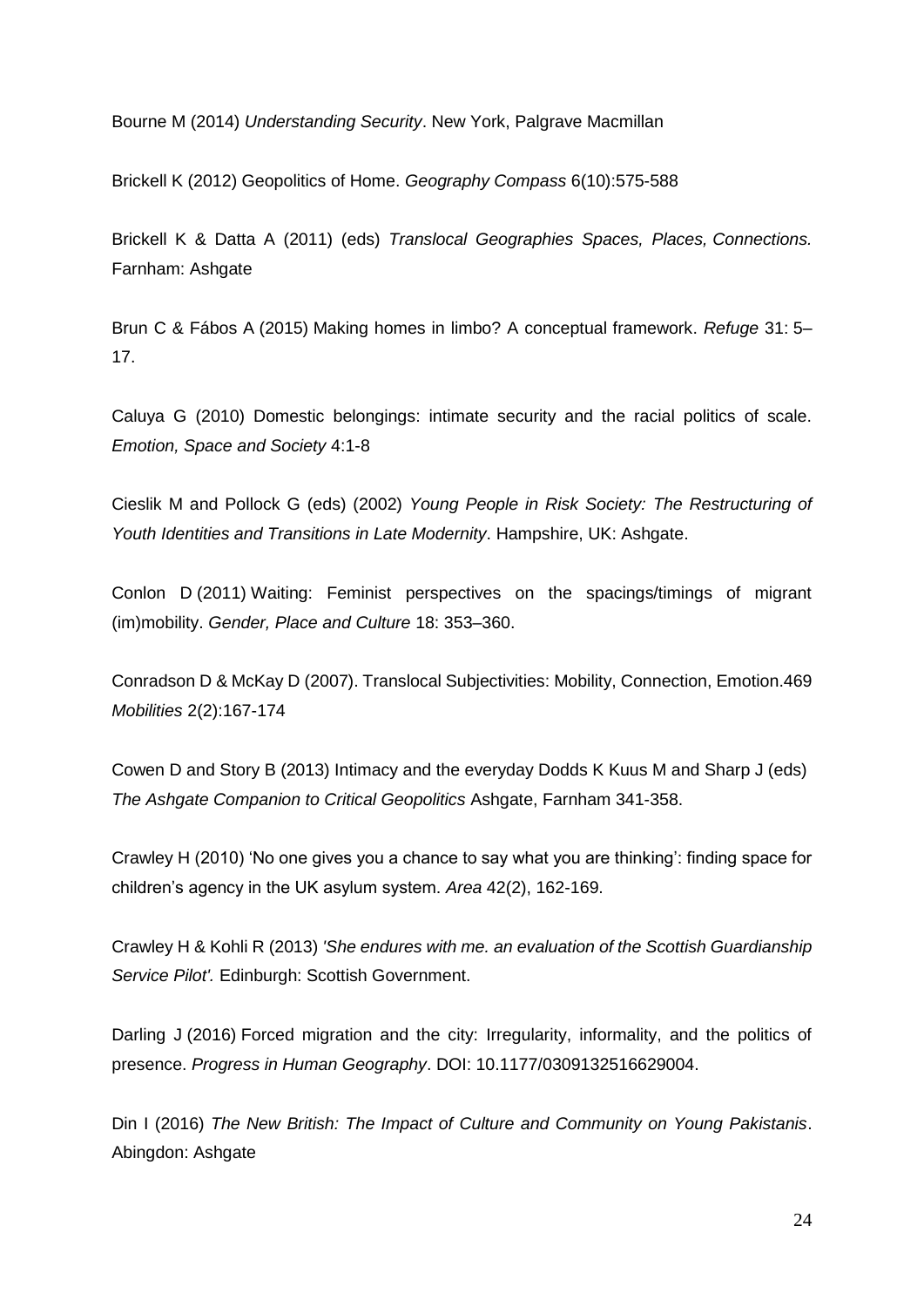Bourne M (2014) *Understanding Security*. New York, Palgrave Macmillan

Brickell K (2012) Geopolitics of Home. *Geography Compass* 6(10):575-588

Brickell K & Datta A (2011) (eds) *Translocal Geographies Spaces, Places, Connections.* Farnham: Ashgate

Brun C & Fábos A (2015) Making homes in limbo? A conceptual framework. *Refuge* 31: 5–17.

Caluya G (2010) Domestic belongings: intimate security and the racial politics of scale. *Emotion, Space and Society* 4:1-8

Cieslik M and Pollock G (eds) (2002) *Young People in Risk Society: The Restructuring of Youth Identities and Transitions in Late Modernity*. Hampshire, UK: Ashgate.

Conlon D (2011) Waiting: Feminist perspectives on the spacings/timings of migrant (im)mobility. *Gender, Place and Culture* 18: 353–360.

Conradson D & McKay D (2007). Translocal Subjectivities: Mobility, Connection, Emotion.469 *Mobilities* 2(2):167-174

Cowen D and Story B (2013) Intimacy and the everyday Dodds K Kuus M and Sharp J (eds) *The Ashgate Companion to Critical Geopolitics* Ashgate, Farnham 341-358.

Crawley H (2010) 'No one gives you a chance to say what you are thinking': finding space for children's agency in the UK asylum system. *Area* 42(2), 162-169.

Crawley H & Kohli R (2013) *'She endures with me. an evaluation of the Scottish Guardianship Service Pilot'.* Edinburgh: Scottish Government.

Darling J (2016) Forced migration and the city: Irregularity, informality, and the politics of presence. *Progress in Human Geography*. DOI: 10.1177/0309132516629004.

Din I (2016) *The New British: The Impact of Culture and Community on Young Pakistanis*. Abingdon: Ashgate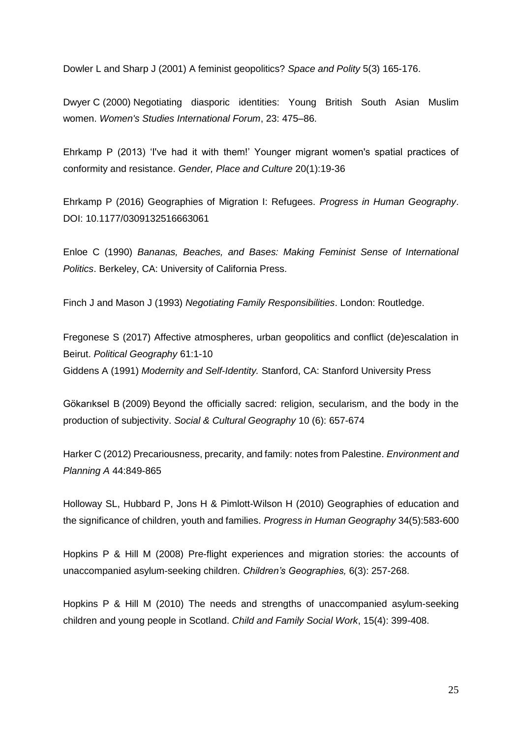Dowler L and Sharp J (2001) A feminist geopolitics? *Space and Polity* 5(3) 165-176.

Dwyer C (2000) Negotiating diasporic identities: Young British South Asian Muslim women. *Women's Studies International Forum*, 23: 475–86.

Ehrkamp P (2013) 'I've had it with them!' Younger migrant women's spatial practices of conformity and resistance. *Gender, Place and Culture* 20(1):19-36

Ehrkamp P (2016) Geographies of Migration I: Refugees. *Progress in Human Geography*. DOI: 10.1177/0309132516663061

Enloe C (1990) *Bananas, Beaches, and Bases: Making Feminist Sense of International Politics*. Berkeley, CA: University of California Press.

Finch J and Mason J (1993) *Negotiating Family Responsibilities*. London: Routledge.

Fregonese S (2017) Affective atmospheres, urban geopolitics and conflict (de)escalation in Beirut. *Political Geography* 61:1-10

Giddens A (1991) *Modernity and Self-Identity.* Stanford, CA: Stanford University Press

Gökarıksel B (2009) Beyond the officially sacred: religion, secularism, and the body in the production of subjectivity. *Social & Cultural Geography* 10 (6): 657-674

Harker C (2012) Precariousness, precarity, and family: notes from Palestine. *Environment and Planning A* 44:849-865

Holloway SL, Hubbard P, Jons H & Pimlott-Wilson H (2010) Geographies of education and the significance of children, youth and families. *Progress in Human Geography* 34(5):583-600

Hopkins P & Hill M (2008) Pre-flight experiences and migration stories: the accounts of unaccompanied asylum-seeking children. *Children's Geographies,* 6(3): 257-268.

Hopkins P & Hill M (2010) The needs and strengths of unaccompanied asylum-seeking children and young people in Scotland. *Child and Family Social Work*, 15(4): 399-408.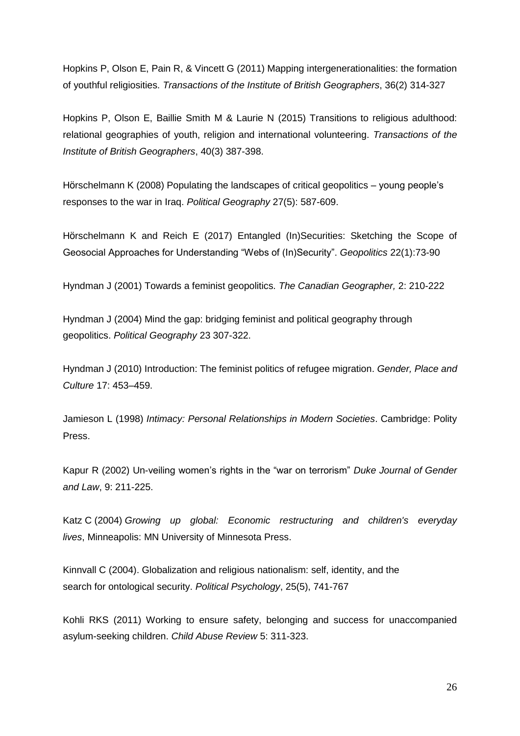Hopkins P, Olson E, Pain R, & Vincett G (2011) Mapping intergenerationalities: the formation of youthful religiosities. *Transactions of the Institute of British Geographers*, 36(2) 314-327

Hopkins P, Olson E, Baillie Smith M & Laurie N (2015) Transitions to religious adulthood: relational geographies of youth, religion and international volunteering. *Transactions of the Institute of British Geographers*, 40(3) 387-398.

Hörschelmann K (2008) Populating the landscapes of critical geopolitics – young people's responses to the war in Iraq. *Political Geography* 27(5): 587-609.

Hörschelmann K and Reich E (2017) Entangled (In)Securities: Sketching the Scope of Geosocial Approaches for Understanding "Webs of (In)Security". *Geopolitics* 22(1):73-90

Hyndman J (2001) Towards a feminist geopolitics. *The Canadian Geographer,* 2: 210-222

Hyndman J (2004) Mind the gap: bridging feminist and political geography through geopolitics. *Political Geography* 23 307-322.

Hyndman J (2010) Introduction: The feminist politics of refugee migration. *Gender, Place and Culture* 17: 453–459.

Jamieson L (1998) *Intimacy: Personal Relationships in Modern Societies*. Cambridge: Polity Press.

Kapur R (2002) Un-veiling women's rights in the "war on terrorism" *Duke Journal of Gender and Law*, 9: 211-225.

Katz C (2004) *Growing up global: Economic restructuring and children's everyday lives*, Minneapolis: MN University of Minnesota Press.

Kinnvall C (2004). Globalization and religious nationalism: self, identity, and the search for ontological security. *Political Psychology*, 25(5), 741-767

Kohli RKS (2011) Working to ensure safety, belonging and success for unaccompanied asylum-seeking children. *Child Abuse Review* 5: 311-323.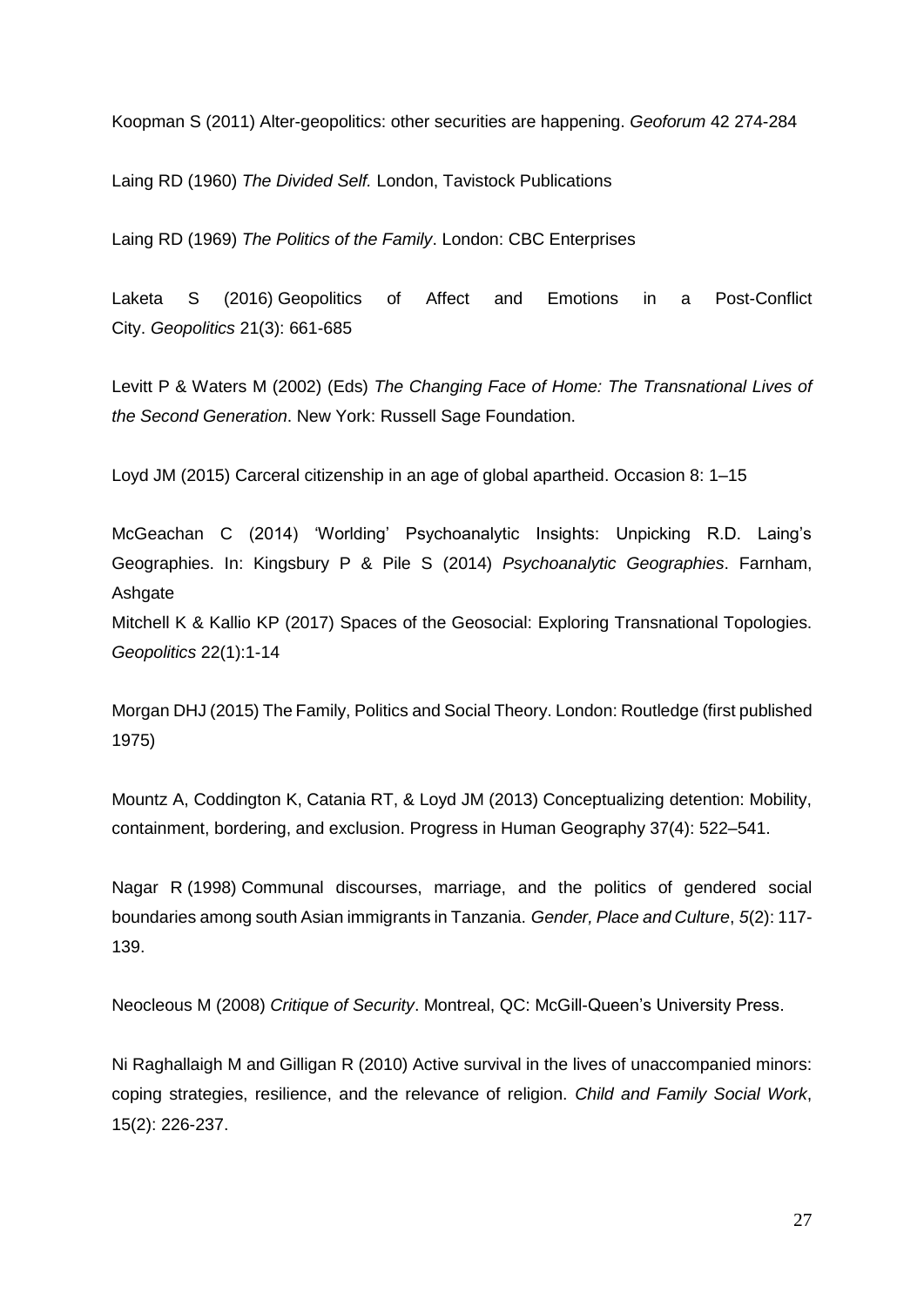Koopman S (2011) Alter-geopolitics: other securities are happening. *Geoforum* 42 274-284

Laing RD (1960) *The Divided Self.* London, Tavistock Publications

Laing RD (1969) *The Politics of the Family*. London: CBC Enterprises

Laketa S (2016) Geopolitics of Affect and Emotions in a Post-Conflict City. *Geopolitics* 21(3): 661-685

Levitt P & Waters M (2002) (Eds) *The Changing Face of Home: The Transnational Lives of the Second Generation*. New York: Russell Sage Foundation.

Loyd JM (2015) Carceral citizenship in an age of global apartheid. Occasion 8: 1–15

McGeachan C (2014) 'Worlding' Psychoanalytic Insights: Unpicking R.D. Laing's Geographies. In: Kingsbury P & Pile S (2014) *Psychoanalytic Geographies*. Farnham, Ashgate

Mitchell K & Kallio KP (2017) Spaces of the Geosocial: Exploring Transnational Topologies. *Geopolitics* 22(1):1-14

Morgan DHJ (2015) The Family, Politics and Social Theory. London: Routledge (first published 1975)

Mountz A, Coddington K, Catania RT, & Loyd JM (2013) Conceptualizing detention: Mobility, containment, bordering, and exclusion. Progress in Human Geography 37(4): 522–541.

Nagar R (1998) Communal discourses, marriage, and the politics of gendered social boundaries among south Asian immigrants in Tanzania. *Gender, Place and Culture*, *5*(2): 117-139.

Neocleous M (2008) *Critique of Security*. Montreal, QC: McGill-Queen's University Press.

Ni Raghallaigh M and Gilligan R (2010) Active survival in the lives of unaccompanied minors: coping strategies, resilience, and the relevance of religion. *Child and Family Social Work*, 15(2): 226-237.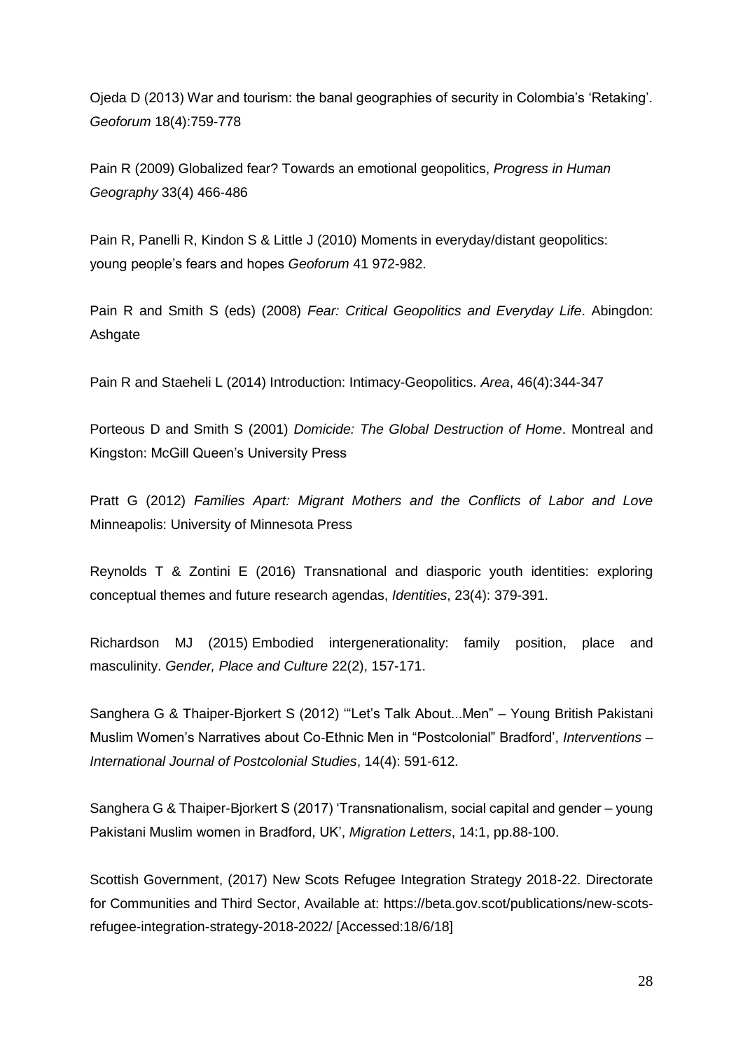Ojeda D (2013) War and tourism: the banal geographies of security in Colombia's 'Retaking'. *Geoforum* 18(4):759-778

Pain R (2009) Globalized fear? Towards an emotional geopolitics, *Progress in Human Geography* 33(4) 466-486

Pain R, Panelli R, Kindon S & Little J (2010) Moments in everyday/distant geopolitics: young people's fears and hopes *Geoforum* 41 972-982.

Pain R and Smith S (eds) (2008) *Fear: Critical Geopolitics and Everyday Life*. Abingdon: Ashgate

Pain R and Staeheli L (2014) Introduction: Intimacy-Geopolitics. *Area*, 46(4):344-347

Porteous D and Smith S (2001) *Domicide: The Global Destruction of Home*. Montreal and Kingston: McGill Queen's University Press

Pratt G (2012) *Families Apart: Migrant Mothers and the Conflicts of Labor and Love* Minneapolis: University of Minnesota Press

Reynolds T & Zontini E (2016) Transnational and diasporic youth identities: exploring conceptual themes and future research agendas, *Identities*, 23(4): 379-391.

Richardson MJ (2015) Embodied intergenerationality: family position, place and masculinity. *Gender, Place and Culture* 22(2), 157-171.

Sanghera G & Thaiper-Bjorkert S (2012) '"Let's Talk About...Men" – Young British Pakistani Muslim Women's Narratives about Co-Ethnic Men in "Postcolonial" Bradford', *Interventions – International Journal of Postcolonial Studies*, 14(4): 591-612.

Sanghera G & Thaiper-Bjorkert S (2017) 'Transnationalism, social capital and gender – young Pakistani Muslim women in Bradford, UK', *Migration Letters*, 14:1, pp.88-100.

Scottish Government, (2017) New Scots Refugee Integration Strategy 2018-22. Directorate for Communities and Third Sector, Available at: https://beta.gov.scot/publications/new-scots-refugee-integration-strategy-2018-2022/ [Accessed:18/6/18]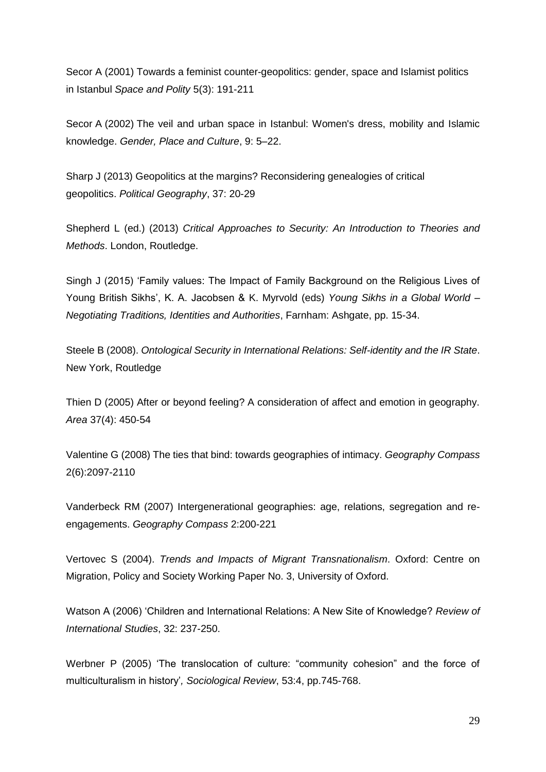Secor A (2001) Towards a feminist counter-geopolitics: gender, space and Islamist politics in Istanbul *Space and Polity* 5(3): 191-211

Secor A (2002) The veil and urban space in Istanbul: Women's dress, mobility and Islamic knowledge. *Gender, Place and Culture*, 9: 5–22.

Sharp J (2013) Geopolitics at the margins? Reconsidering genealogies of critical geopolitics. *Political Geography*, 37: 20-29

Shepherd L (ed.) (2013) *Critical Approaches to Security: An Introduction to Theories and Methods*. London, Routledge.

Singh J (2015) 'Family values: The Impact of Family Background on the Religious Lives of Young British Sikhs', K. A. Jacobsen & K. Myrvold (eds) *Young Sikhs in a Global World – Negotiating Traditions, Identities and Authorities*, Farnham: Ashgate, pp. 15-34.

Steele B (2008). *Ontological Security in International Relations: Self-identity and the IR State*. New York, Routledge

Thien D (2005) After or beyond feeling? A consideration of affect and emotion in geography. *Area* 37(4): 450-54

Valentine G (2008) The ties that bind: towards geographies of intimacy. *Geography Compass* 2(6):2097-2110

Vanderbeck RM (2007) Intergenerational geographies: age, relations, segregation and re-engagements. *Geography Compass* 2:200-221

Vertovec S (2004). *Trends and Impacts of Migrant Transnationalism*. Oxford: Centre on Migration, Policy and Society Working Paper No. 3, University of Oxford.

Watson A (2006) 'Children and International Relations: A New Site of Knowledge? *Review of International Studies*, 32: 237-250.

Werbner P (2005) 'The translocation of culture: "community cohesion" and the force of multiculturalism in history', *Sociological Review*, 53:4, pp.745-768.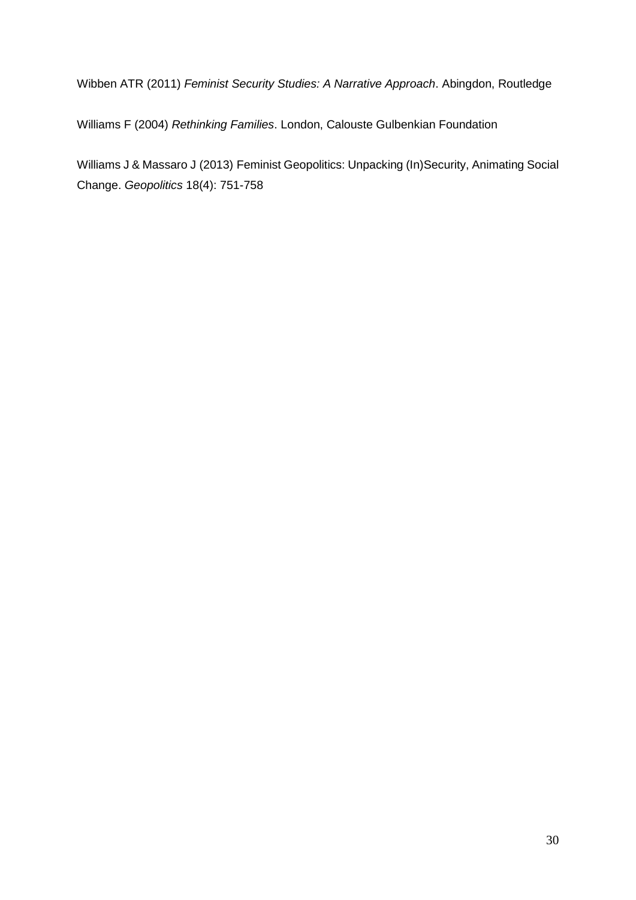Wibben ATR (2011) *Feminist Security Studies: A Narrative Approach*. Abingdon, Routledge

Williams F (2004) *Rethinking Families*. London, Calouste Gulbenkian Foundation

Williams J & Massaro J (2013) Feminist Geopolitics: Unpacking (In)Security, Animating Social Change. *Geopolitics* 18(4): 751-758